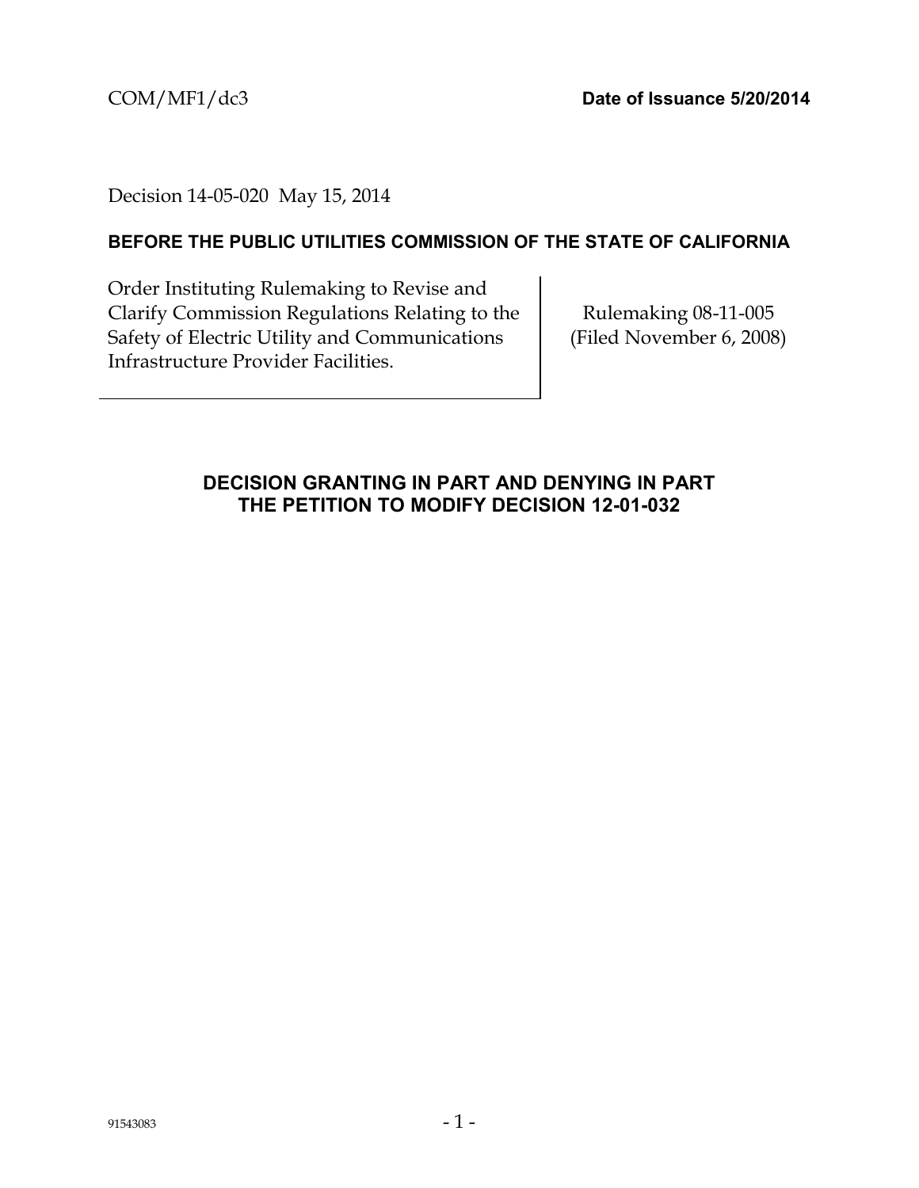COM/MF1/dc3 **Date of Issuance 5/20/2014**

Decision 14-05-020 May 15, 2014

**BEFORE THE PUBLIC UTILITIES COMMISSION OF THE STATE OF CALIFORNIA**

| | |
|---|---|
| Order Instituting Rulemaking to Revise and Clarify Commission Regulations Relating to the Safety of Electric Utility and Communications Infrastructure Provider Facilities. | Rulemaking 08-11-005 (Filed November 6, 2008) |

## DECISION GRANTING IN PART AND DENYING IN PART THE PETITION TO MODIFY DECISION 12-01-032

91543083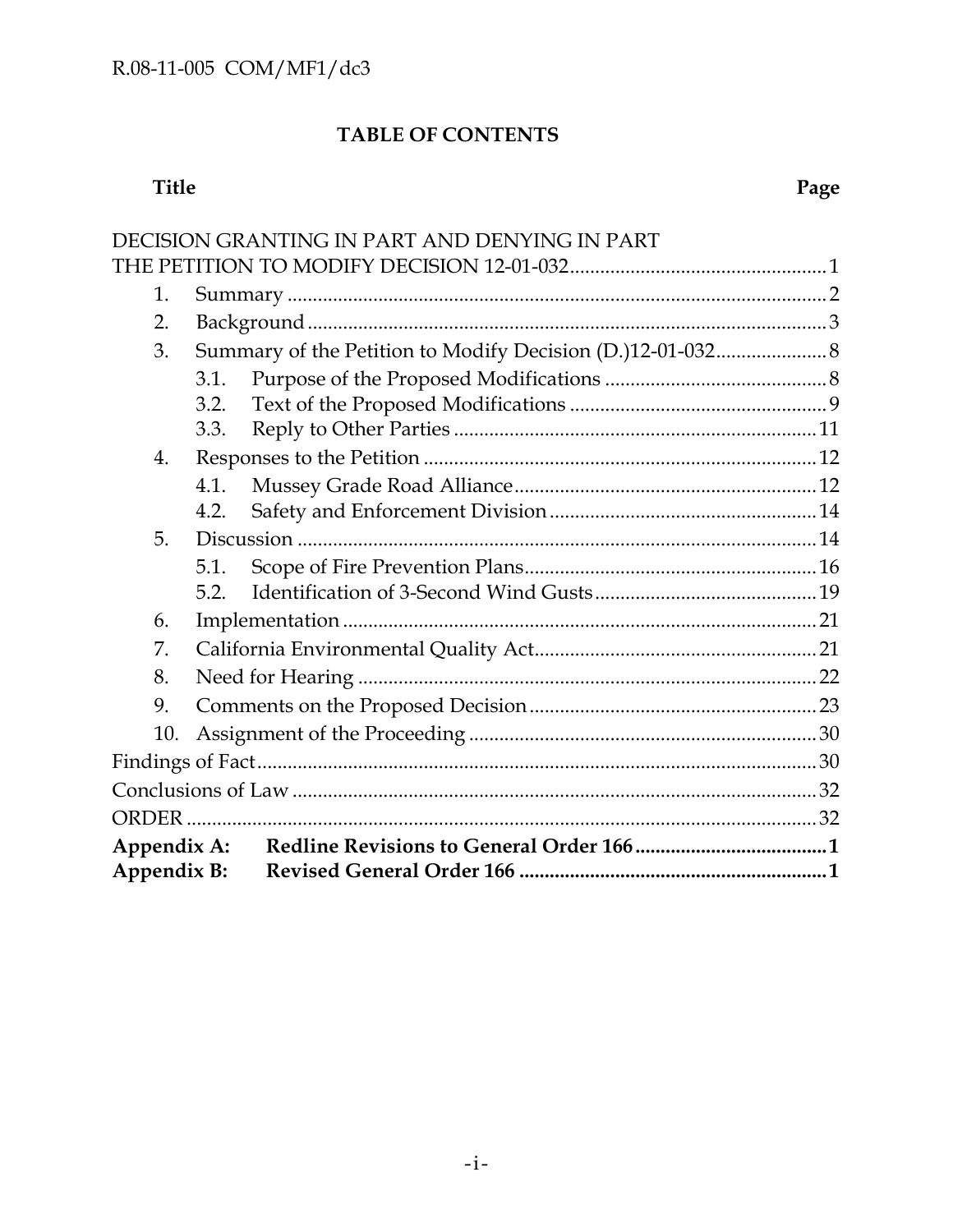## TABLE OF CONTENTS

| Title | Page |
|---|---|
| DECISION GRANTING IN PART AND DENYING IN PART THE PETITION TO MODIFY DECISION 12-01-032 | 1 |
| 1. Summary | 2 |
| 2. Background | 3 |
| 3. Summary of the Petition to Modify Decision (D.)12-01-032 | 8 |
| 3.1. Purpose of the Proposed Modifications | 8 |
| 3.2. Text of the Proposed Modifications | 9 |
| 3.3. Reply to Other Parties | 11 |
| 4. Responses to the Petition | 12 |
| 4.1. Mussey Grade Road Alliance | 12 |
| 4.2. Safety and Enforcement Division | 14 |
| 5. Discussion | 14 |
| 5.1. Scope of Fire Prevention Plans | 16 |
| 5.2. Identification of 3-Second Wind Gusts | 19 |
| 6. Implementation | 21 |
| 7. California Environmental Quality Act | 21 |
| 8. Need for Hearing | 22 |
| 9. Comments on the Proposed Decision | 23 |
| 10. Assignment of the Proceeding | 30 |
| Findings of Fact | 30 |
| Conclusions of Law | 32 |
| ORDER | 32 |
| **Appendix A: Redline Revisions to General Order 166** | **1** |
| **Appendix B: Revised General Order 166** | **1** |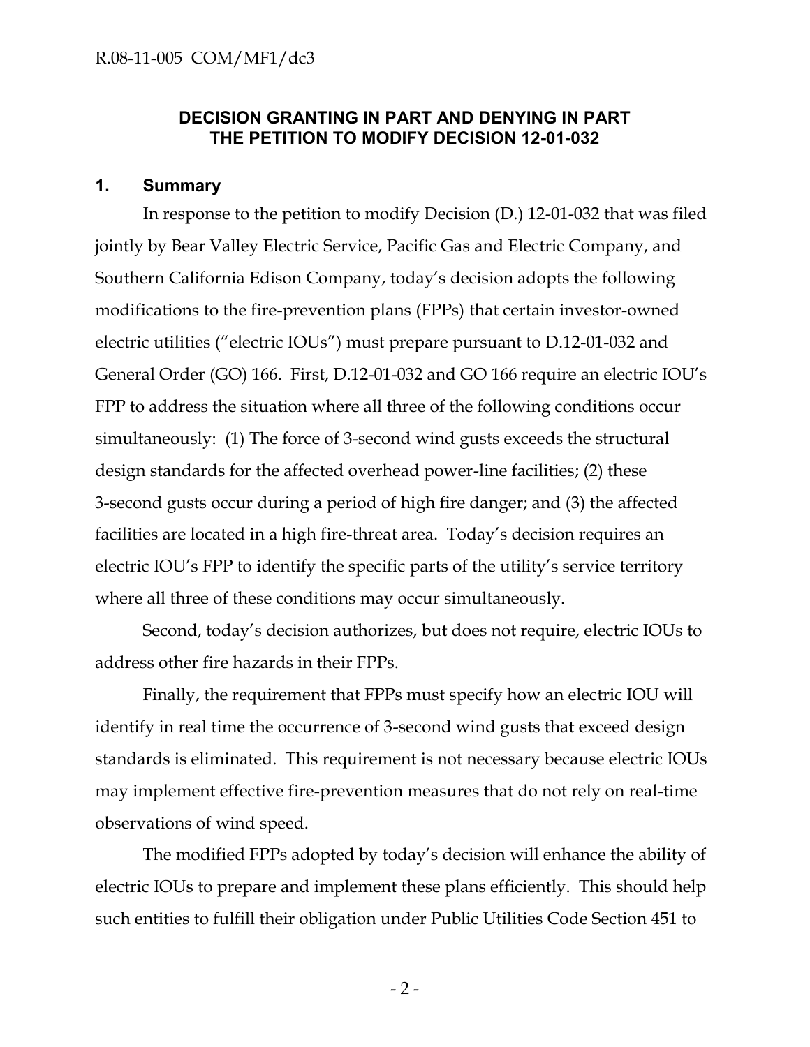## DECISION GRANTING IN PART AND DENYING IN PART THE PETITION TO MODIFY DECISION 12-01-032

### 1. Summary

In response to the petition to modify Decision (D.) 12-01-032 that was filed jointly by Bear Valley Electric Service, Pacific Gas and Electric Company, and Southern California Edison Company, today's decision adopts the following modifications to the fire-prevention plans (FPPs) that certain investor-owned electric utilities ("electric IOUs") must prepare pursuant to D.12-01-032 and General Order (GO) 166. First, D.12-01-032 and GO 166 require an electric IOU's FPP to address the situation where all three of the following conditions occur simultaneously: (1) The force of 3-second wind gusts exceeds the structural design standards for the affected overhead power-line facilities; (2) these 3-second gusts occur during a period of high fire danger; and (3) the affected facilities are located in a high fire-threat area. Today's decision requires an electric IOU's FPP to identify the specific parts of the utility's service territory where all three of these conditions may occur simultaneously.

Second, today's decision authorizes, but does not require, electric IOUs to address other fire hazards in their FPPs.

Finally, the requirement that FPPs must specify how an electric IOU will identify in real time the occurrence of 3-second wind gusts that exceed design standards is eliminated. This requirement is not necessary because electric IOUs may implement effective fire-prevention measures that do not rely on real-time observations of wind speed.

The modified FPPs adopted by today's decision will enhance the ability of electric IOUs to prepare and implement these plans efficiently. This should help such entities to fulfill their obligation under Public Utilities Code Section 451 to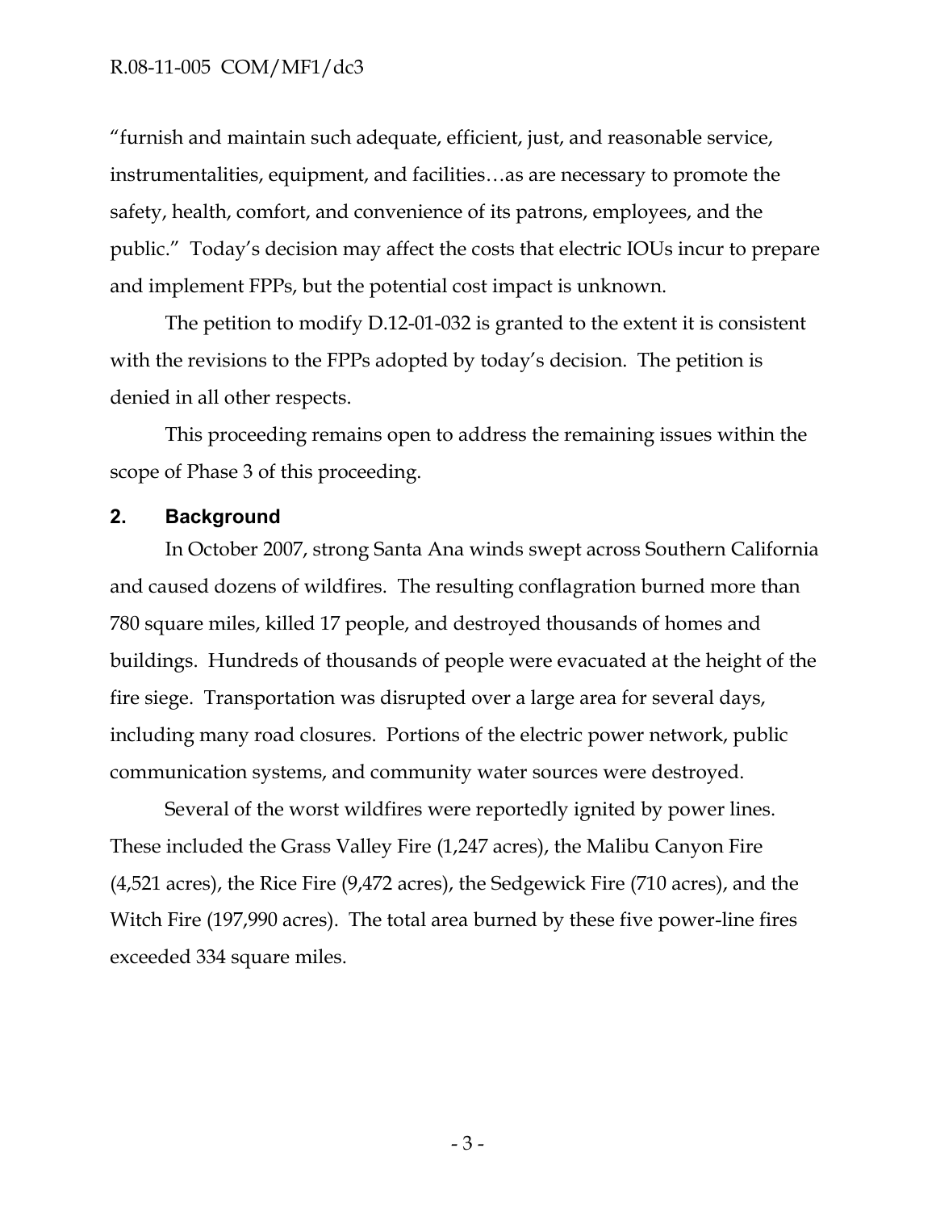"furnish and maintain such adequate, efficient, just, and reasonable service, instrumentalities, equipment, and facilities…as are necessary to promote the safety, health, comfort, and convenience of its patrons, employees, and the public." Today's decision may affect the costs that electric IOUs incur to prepare and implement FPPs, but the potential cost impact is unknown.

The petition to modify D.12-01-032 is granted to the extent it is consistent with the revisions to the FPPs adopted by today's decision. The petition is denied in all other respects.

This proceeding remains open to address the remaining issues within the scope of Phase 3 of this proceeding.

## 2. Background

In October 2007, strong Santa Ana winds swept across Southern California and caused dozens of wildfires. The resulting conflagration burned more than 780 square miles, killed 17 people, and destroyed thousands of homes and buildings. Hundreds of thousands of people were evacuated at the height of the fire siege. Transportation was disrupted over a large area for several days, including many road closures. Portions of the electric power network, public communication systems, and community water sources were destroyed.

Several of the worst wildfires were reportedly ignited by power lines. These included the Grass Valley Fire (1,247 acres), the Malibu Canyon Fire (4,521 acres), the Rice Fire (9,472 acres), the Sedgewick Fire (710 acres), and the Witch Fire (197,990 acres). The total area burned by these five power-line fires exceeded 334 square miles.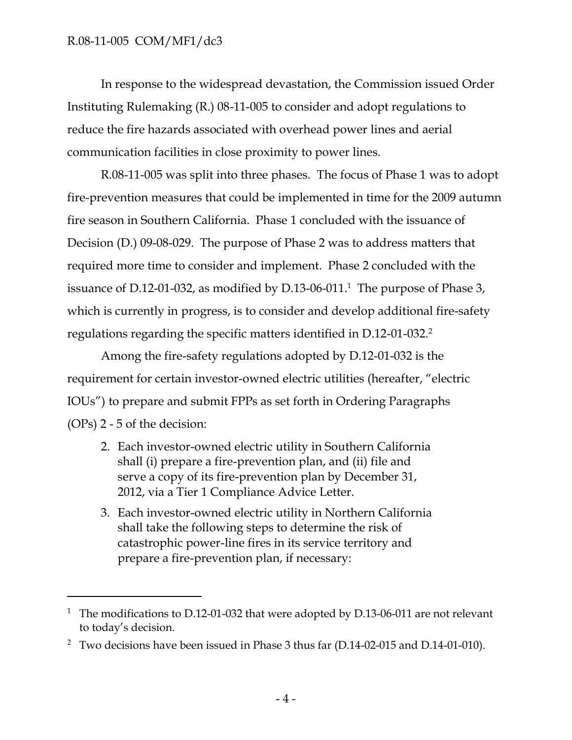In response to the widespread devastation, the Commission issued Order Instituting Rulemaking (R.) 08-11-005 to consider and adopt regulations to reduce the fire hazards associated with overhead power lines and aerial communication facilities in close proximity to power lines.

R.08-11-005 was split into three phases. The focus of Phase 1 was to adopt fire-prevention measures that could be implemented in time for the 2009 autumn fire season in Southern California. Phase 1 concluded with the issuance of Decision (D.) 09-08-029. The purpose of Phase 2 was to address matters that required more time to consider and implement. Phase 2 concluded with the issuance of D.12-01-032, as modified by D.13-06-011.[1] The purpose of Phase 3, which is currently in progress, is to consider and develop additional fire-safety regulations regarding the specific matters identified in D.12-01-032.[2]

Among the fire-safety regulations adopted by D.12-01-032 is the requirement for certain investor-owned electric utilities (hereafter, "electric IOUs") to prepare and submit FPPs as set forth in Ordering Paragraphs (OPs) 2 - 5 of the decision:

> 2. Each investor-owned electric utility in Southern California shall (i) prepare a fire-prevention plan, and (ii) file and serve a copy of its fire-prevention plan by December 31, 2012, via a Tier 1 Compliance Advice Letter.
>
> 3. Each investor-owned electric utility in Northern California shall take the following steps to determine the risk of catastrophic power-line fires in its service territory and prepare a fire-prevention plan, if necessary:

---

[1] The modifications to D.12-01-032 that were adopted by D.13-06-011 are not relevant to today's decision.

[2] Two decisions have been issued in Phase 3 thus far (D.14-02-015 and D.14-01-010).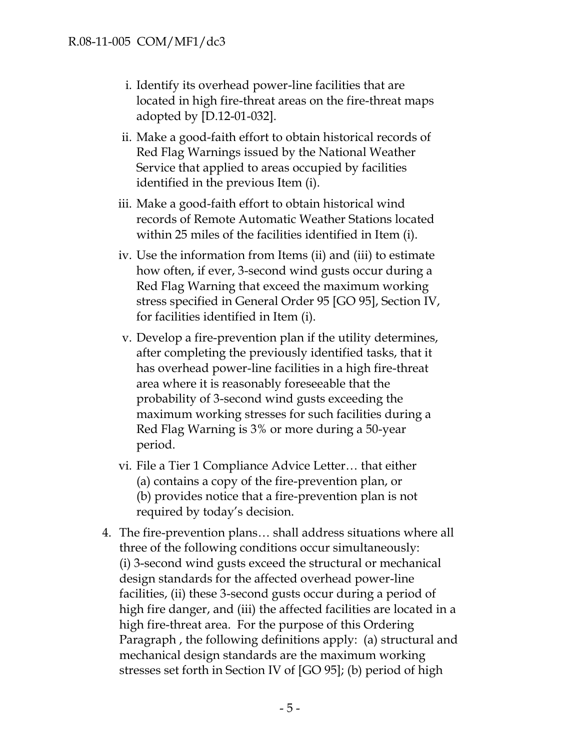i. Identify its overhead power-line facilities that are located in high fire-threat areas on the fire-threat maps adopted by [D.12-01-032].

ii. Make a good-faith effort to obtain historical records of Red Flag Warnings issued by the National Weather Service that applied to areas occupied by facilities identified in the previous Item (i).

iii. Make a good-faith effort to obtain historical wind records of Remote Automatic Weather Stations located within 25 miles of the facilities identified in Item (i).

iv. Use the information from Items (ii) and (iii) to estimate how often, if ever, 3-second wind gusts occur during a Red Flag Warning that exceed the maximum working stress specified in General Order 95 [GO 95], Section IV, for facilities identified in Item (i).

v. Develop a fire-prevention plan if the utility determines, after completing the previously identified tasks, that it has overhead power-line facilities in a high fire-threat area where it is reasonably foreseeable that the probability of 3-second wind gusts exceeding the maximum working stresses for such facilities during a Red Flag Warning is 3% or more during a 50-year period.

vi. File a Tier 1 Compliance Advice Letter… that either (a) contains a copy of the fire-prevention plan, or (b) provides notice that a fire-prevention plan is not required by today's decision.

4. The fire-prevention plans… shall address situations where all three of the following conditions occur simultaneously: (i) 3-second wind gusts exceed the structural or mechanical design standards for the affected overhead power-line facilities, (ii) these 3-second gusts occur during a period of high fire danger, and (iii) the affected facilities are located in a high fire-threat area. For the purpose of this Ordering Paragraph , the following definitions apply: (a) structural and mechanical design standards are the maximum working stresses set forth in Section IV of [GO 95]; (b) period of high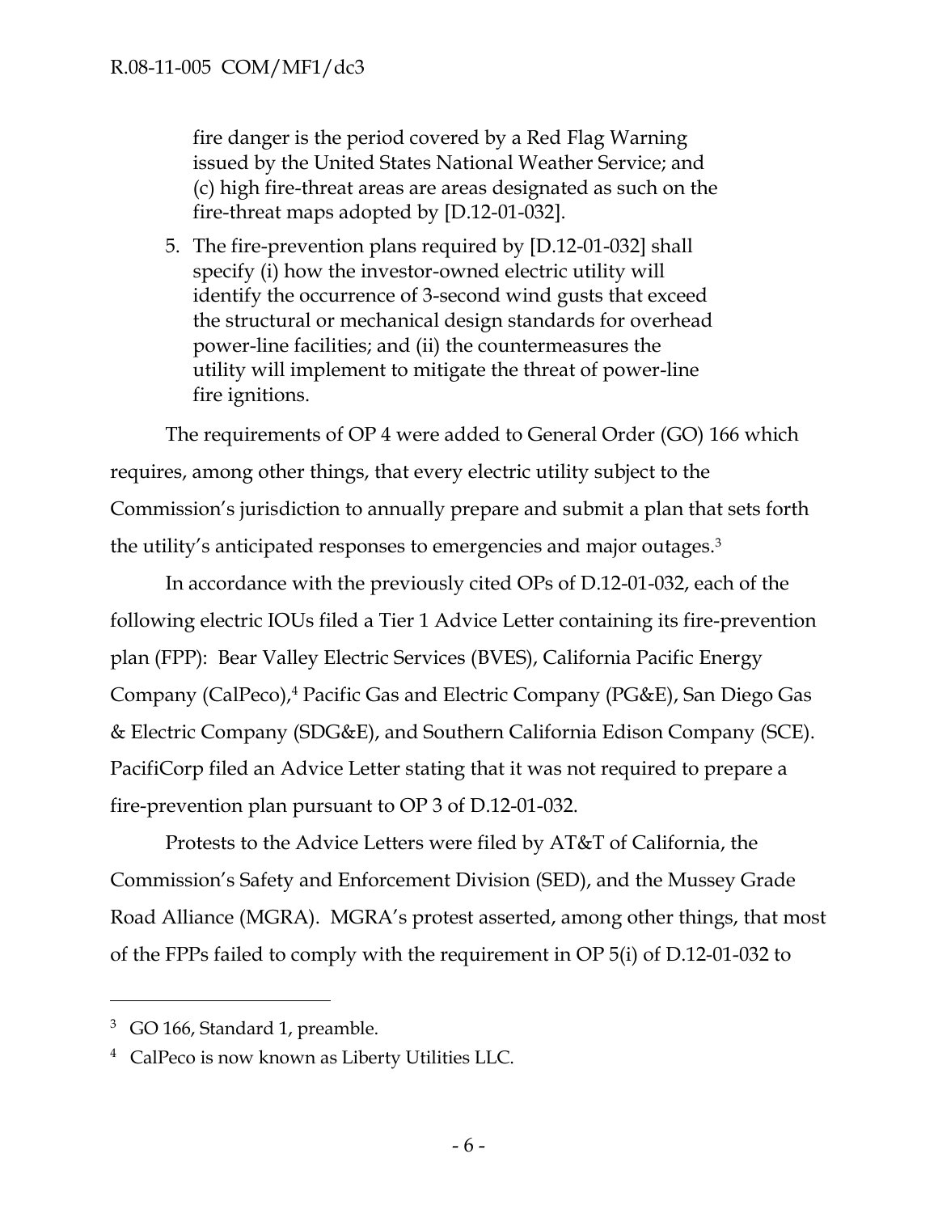fire danger is the period covered by a Red Flag Warning issued by the United States National Weather Service; and (c) high fire-threat areas are areas designated as such on the fire-threat maps adopted by [D.12-01-032].

5. The fire-prevention plans required by [D.12-01-032] shall specify (i) how the investor-owned electric utility will identify the occurrence of 3-second wind gusts that exceed the structural or mechanical design standards for overhead power-line facilities; and (ii) the countermeasures the utility will implement to mitigate the threat of power-line fire ignitions.

The requirements of OP 4 were added to General Order (GO) 166 which requires, among other things, that every electric utility subject to the Commission's jurisdiction to annually prepare and submit a plan that sets forth the utility's anticipated responses to emergencies and major outages.[3]

In accordance with the previously cited OPs of D.12-01-032, each of the following electric IOUs filed a Tier 1 Advice Letter containing its fire-prevention plan (FPP): Bear Valley Electric Services (BVES), California Pacific Energy Company (CalPeco),[4] Pacific Gas and Electric Company (PG&E), San Diego Gas & Electric Company (SDG&E), and Southern California Edison Company (SCE). PacifiCorp filed an Advice Letter stating that it was not required to prepare a fire-prevention plan pursuant to OP 3 of D.12-01-032.

Protests to the Advice Letters were filed by AT&T of California, the Commission's Safety and Enforcement Division (SED), and the Mussey Grade Road Alliance (MGRA). MGRA's protest asserted, among other things, that most of the FPPs failed to comply with the requirement in OP 5(i) of D.12-01-032 to

---

[3] GO 166, Standard 1, preamble.

[4] CalPeco is now known as Liberty Utilities LLC.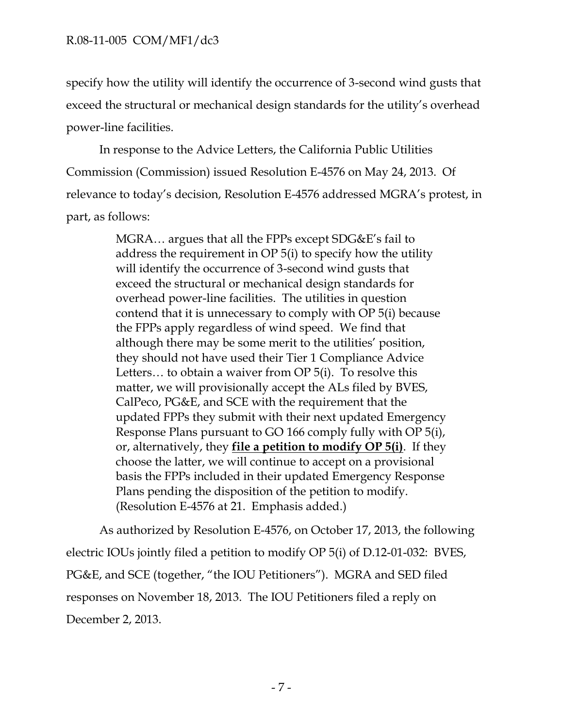specify how the utility will identify the occurrence of 3-second wind gusts that exceed the structural or mechanical design standards for the utility's overhead power-line facilities.

In response to the Advice Letters, the California Public Utilities Commission (Commission) issued Resolution E-4576 on May 24, 2013. Of relevance to today's decision, Resolution E-4576 addressed MGRA's protest, in part, as follows:

> MGRA… argues that all the FPPs except SDG&E's fail to address the requirement in OP 5(i) to specify how the utility will identify the occurrence of 3-second wind gusts that exceed the structural or mechanical design standards for overhead power-line facilities. The utilities in question contend that it is unnecessary to comply with OP 5(i) because the FPPs apply regardless of wind speed. We find that although there may be some merit to the utilities' position, they should not have used their Tier 1 Compliance Advice Letters… to obtain a waiver from OP 5(i). To resolve this matter, we will provisionally accept the ALs filed by BVES, CalPeco, PG&E, and SCE with the requirement that the updated FPPs they submit with their next updated Emergency Response Plans pursuant to GO 166 comply fully with OP 5(i), or, alternatively, they **file a petition to modify OP 5(i)**. If they choose the latter, we will continue to accept on a provisional basis the FPPs included in their updated Emergency Response Plans pending the disposition of the petition to modify. (Resolution E-4576 at 21. Emphasis added.)

As authorized by Resolution E-4576, on October 17, 2013, the following electric IOUs jointly filed a petition to modify OP 5(i) of D.12-01-032: BVES, PG&E, and SCE (together, "the IOU Petitioners"). MGRA and SED filed responses on November 18, 2013. The IOU Petitioners filed a reply on December 2, 2013.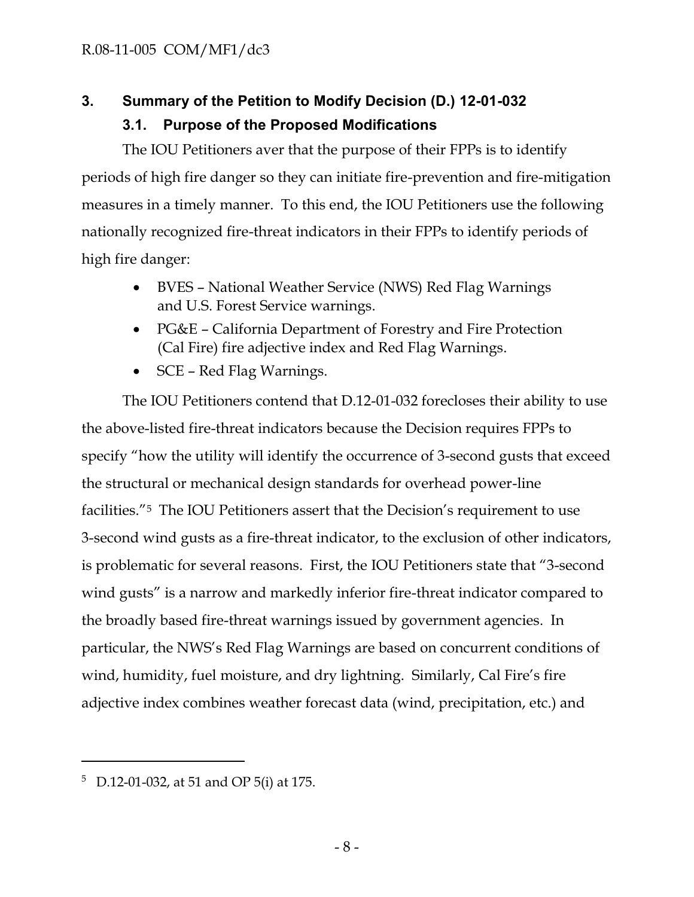## 3. Summary of the Petition to Modify Decision (D.) 12-01-032

### 3.1. Purpose of the Proposed Modifications

The IOU Petitioners aver that the purpose of their FPPs is to identify periods of high fire danger so they can initiate fire-prevention and fire-mitigation measures in a timely manner. To this end, the IOU Petitioners use the following nationally recognized fire-threat indicators in their FPPs to identify periods of high fire danger:

- BVES – National Weather Service (NWS) Red Flag Warnings and U.S. Forest Service warnings.
- PG&E – California Department of Forestry and Fire Protection (Cal Fire) fire adjective index and Red Flag Warnings.
- SCE – Red Flag Warnings.

The IOU Petitioners contend that D.12-01-032 forecloses their ability to use the above-listed fire-threat indicators because the Decision requires FPPs to specify "how the utility will identify the occurrence of 3-second gusts that exceed the structural or mechanical design standards for overhead power-line facilities."[5] The IOU Petitioners assert that the Decision's requirement to use 3-second wind gusts as a fire-threat indicator, to the exclusion of other indicators, is problematic for several reasons. First, the IOU Petitioners state that "3-second wind gusts" is a narrow and markedly inferior fire-threat indicator compared to the broadly based fire-threat warnings issued by government agencies. In particular, the NWS's Red Flag Warnings are based on concurrent conditions of wind, humidity, fuel moisture, and dry lightning. Similarly, Cal Fire's fire adjective index combines weather forecast data (wind, precipitation, etc.) and

---

[5] D.12-01-032, at 51 and OP 5(i) at 175.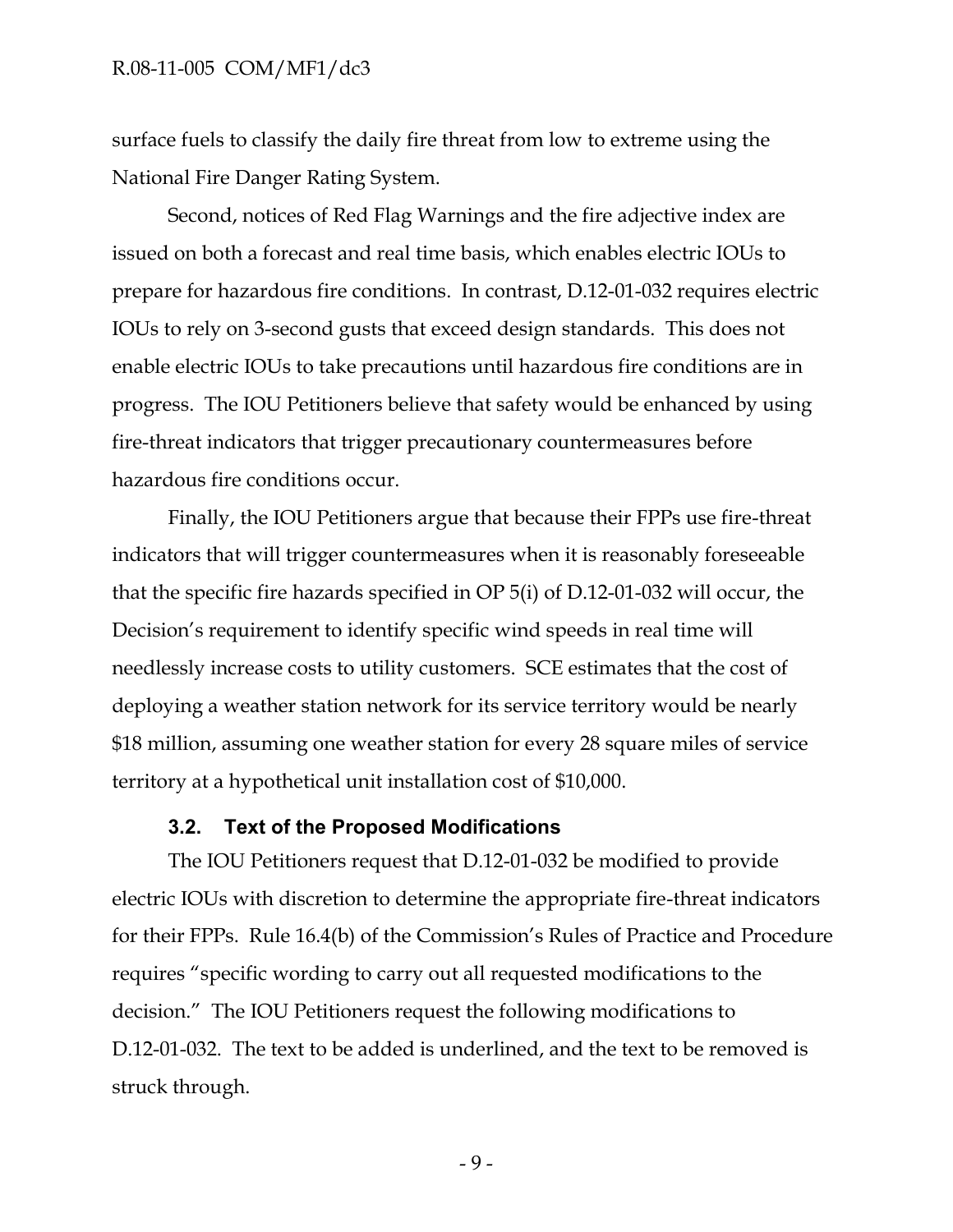surface fuels to classify the daily fire threat from low to extreme using the National Fire Danger Rating System.

Second, notices of Red Flag Warnings and the fire adjective index are issued on both a forecast and real time basis, which enables electric IOUs to prepare for hazardous fire conditions. In contrast, D.12-01-032 requires electric IOUs to rely on 3-second gusts that exceed design standards. This does not enable electric IOUs to take precautions until hazardous fire conditions are in progress. The IOU Petitioners believe that safety would be enhanced by using fire-threat indicators that trigger precautionary countermeasures before hazardous fire conditions occur.

Finally, the IOU Petitioners argue that because their FPPs use fire-threat indicators that will trigger countermeasures when it is reasonably foreseeable that the specific fire hazards specified in OP 5(i) of D.12-01-032 will occur, the Decision's requirement to identify specific wind speeds in real time will needlessly increase costs to utility customers. SCE estimates that the cost of deploying a weather station network for its service territory would be nearly $18 million, assuming one weather station for every 28 square miles of service territory at a hypothetical unit installation cost of $10,000.

### 3.2. Text of the Proposed Modifications

The IOU Petitioners request that D.12-01-032 be modified to provide electric IOUs with discretion to determine the appropriate fire-threat indicators for their FPPs. Rule 16.4(b) of the Commission's Rules of Practice and Procedure requires "specific wording to carry out all requested modifications to the decision." The IOU Petitioners request the following modifications to D.12-01-032. The text to be added is underlined, and the text to be removed is struck through.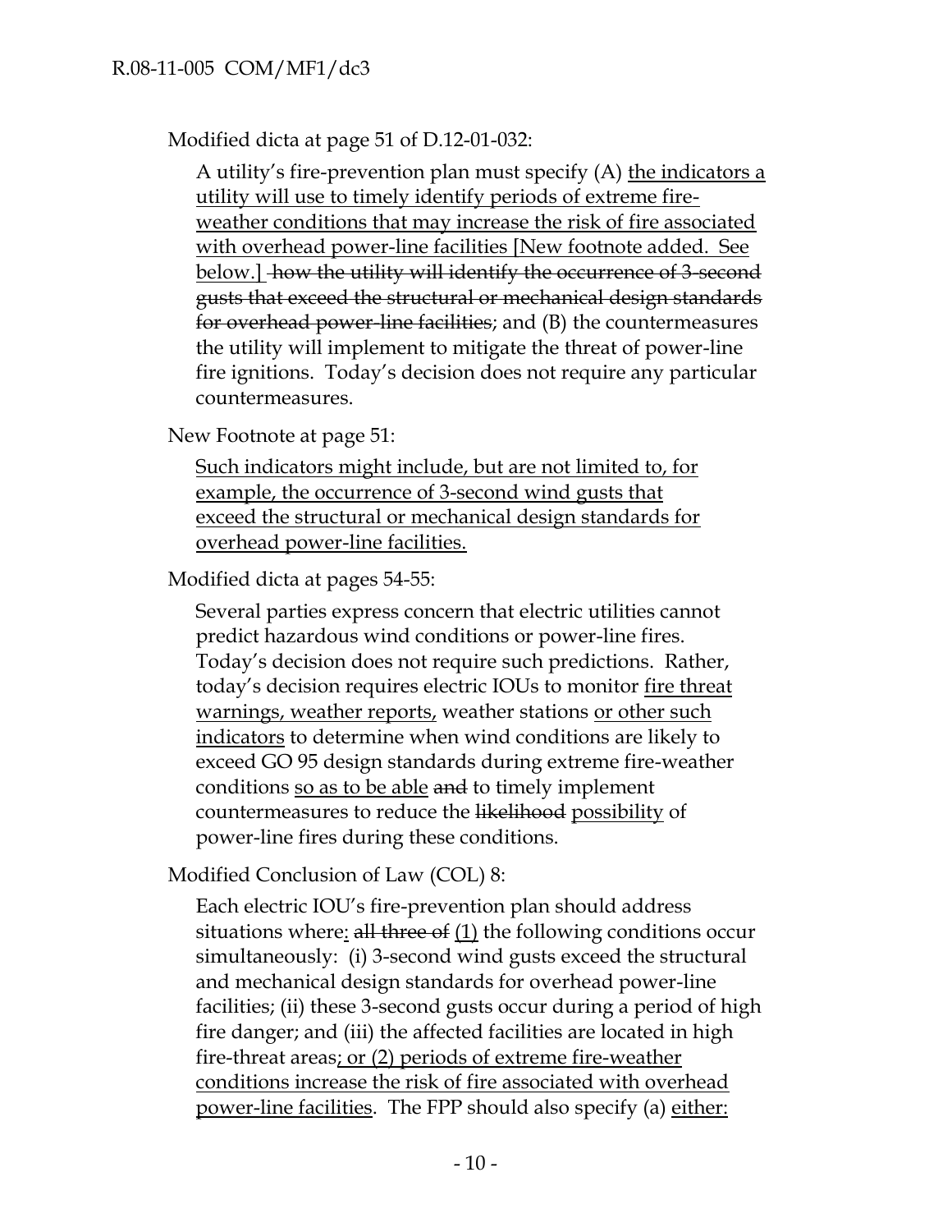Modified dicta at page 51 of D.12-01-032:

> A utility's fire-prevention plan must specify (A) <u>the indicators a utility will use to timely identify periods of extreme fire-weather conditions that may increase the risk of fire associated with overhead power-line facilities [New footnote added. See below.]</u> ~~how the utility will identify the occurrence of 3-second gusts that exceed the structural or mechanical design standards for overhead power-line facilities~~; and (B) the countermeasures the utility will implement to mitigate the threat of power-line fire ignitions. Today's decision does not require any particular countermeasures.

New Footnote at page 51:

> <u>Such indicators might include, but are not limited to, for example, the occurrence of 3-second wind gusts that exceed the structural or mechanical design standards for overhead power-line facilities.</u>

Modified dicta at pages 54-55:

> Several parties express concern that electric utilities cannot predict hazardous wind conditions or power-line fires. Today's decision does not require such predictions. Rather, today's decision requires electric IOUs to monitor <u>fire threat warnings, weather reports,</u> weather stations <u>or other such indicators</u> to determine when wind conditions are likely to exceed GO 95 design standards during extreme fire-weather conditions <u>so as to be able</u> ~~and~~ to timely implement countermeasures to reduce the ~~likelihood~~ <u>possibility</u> of power-line fires during these conditions.

Modified Conclusion of Law (COL) 8:

> Each electric IOU's fire-prevention plan should address situations where<u>:</u> ~~all three of~~ <u>(1)</u> the following conditions occur simultaneously: (i) 3-second wind gusts exceed the structural and mechanical design standards for overhead power-line facilities; (ii) these 3-second gusts occur during a period of high fire danger; and (iii) the affected facilities are located in high fire-threat areas<u>; or (2) periods of extreme fire-weather conditions increase the risk of fire associated with overhead power-line facilities</u>. The FPP should also specify (a) <u>either:</u>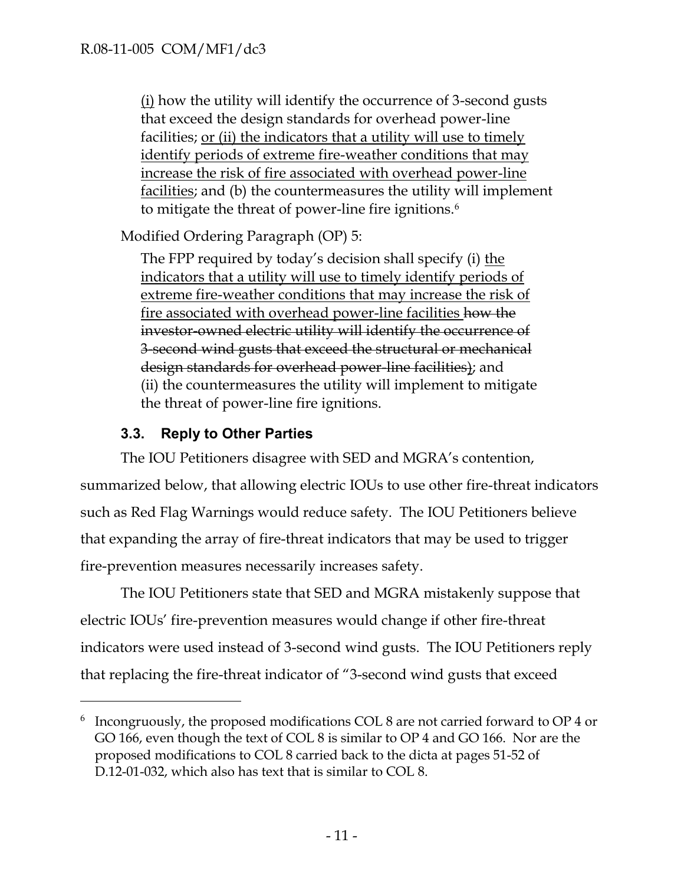<u>(i)</u> how the utility will identify the occurrence of 3-second gusts that exceed the design standards for overhead power-line facilities; <u>or (ii) the indicators that a utility will use to timely identify periods of extreme fire-weather conditions that may increase the risk of fire associated with overhead power-line facilities</u>; and (b) the countermeasures the utility will implement to mitigate the threat of power-line fire ignitions.[6]

Modified Ordering Paragraph (OP) 5:

> The FPP required by today's decision shall specify (i) <u>the indicators that a utility will use to timely identify periods of extreme fire-weather conditions that may increase the risk of fire associated with overhead power-line facilities</u> ~~how the investor-owned electric utility will identify the occurrence of 3-second wind gusts that exceed the structural or mechanical design standards for overhead power-line facilities)~~; and (ii) the countermeasures the utility will implement to mitigate the threat of power-line fire ignitions.

### 3.3. Reply to Other Parties

The IOU Petitioners disagree with SED and MGRA's contention, summarized below, that allowing electric IOUs to use other fire-threat indicators such as Red Flag Warnings would reduce safety. The IOU Petitioners believe that expanding the array of fire-threat indicators that may be used to trigger fire-prevention measures necessarily increases safety.

The IOU Petitioners state that SED and MGRA mistakenly suppose that electric IOUs' fire-prevention measures would change if other fire-threat indicators were used instead of 3-second wind gusts. The IOU Petitioners reply that replacing the fire-threat indicator of "3-second wind gusts that exceed

---

[6] Incongruously, the proposed modifications COL 8 are not carried forward to OP 4 or GO 166, even though the text of COL 8 is similar to OP 4 and GO 166. Nor are the proposed modifications to COL 8 carried back to the dicta at pages 51-52 of D.12-01-032, which also has text that is similar to COL 8.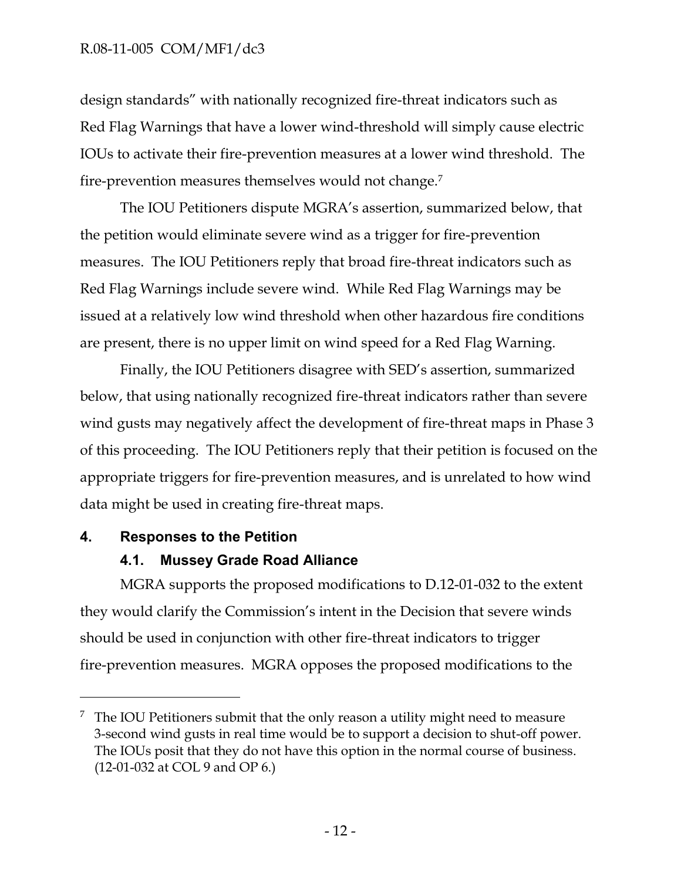design standards" with nationally recognized fire-threat indicators such as Red Flag Warnings that have a lower wind-threshold will simply cause electric IOUs to activate their fire-prevention measures at a lower wind threshold. The fire-prevention measures themselves would not change.[7]

The IOU Petitioners dispute MGRA's assertion, summarized below, that the petition would eliminate severe wind as a trigger for fire-prevention measures. The IOU Petitioners reply that broad fire-threat indicators such as Red Flag Warnings include severe wind. While Red Flag Warnings may be issued at a relatively low wind threshold when other hazardous fire conditions are present, there is no upper limit on wind speed for a Red Flag Warning.

Finally, the IOU Petitioners disagree with SED's assertion, summarized below, that using nationally recognized fire-threat indicators rather than severe wind gusts may negatively affect the development of fire-threat maps in Phase 3 of this proceeding. The IOU Petitioners reply that their petition is focused on the appropriate triggers for fire-prevention measures, and is unrelated to how wind data might be used in creating fire-threat maps.

## 4. Responses to the Petition

### 4.1. Mussey Grade Road Alliance

MGRA supports the proposed modifications to D.12-01-032 to the extent they would clarify the Commission's intent in the Decision that severe winds should be used in conjunction with other fire-threat indicators to trigger fire-prevention measures. MGRA opposes the proposed modifications to the

---

[7] The IOU Petitioners submit that the only reason a utility might need to measure 3-second wind gusts in real time would be to support a decision to shut-off power. The IOUs posit that they do not have this option in the normal course of business. (12-01-032 at COL 9 and OP 6.)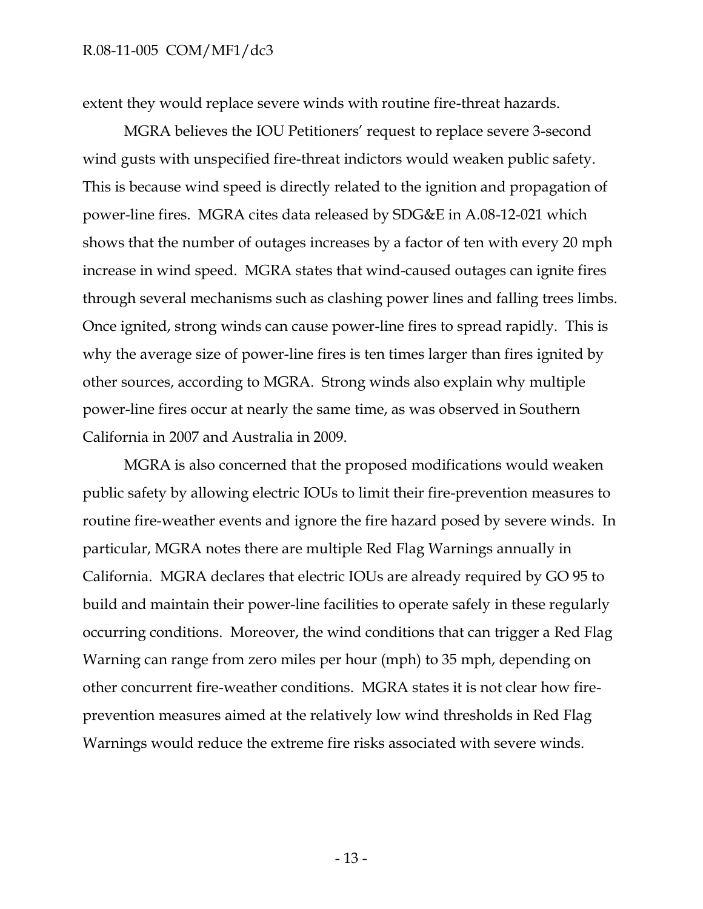extent they would replace severe winds with routine fire-threat hazards.

MGRA believes the IOU Petitioners' request to replace severe 3-second wind gusts with unspecified fire-threat indictors would weaken public safety. This is because wind speed is directly related to the ignition and propagation of power-line fires. MGRA cites data released by SDG&E in A.08-12-021 which shows that the number of outages increases by a factor of ten with every 20 mph increase in wind speed. MGRA states that wind-caused outages can ignite fires through several mechanisms such as clashing power lines and falling trees limbs. Once ignited, strong winds can cause power-line fires to spread rapidly. This is why the average size of power-line fires is ten times larger than fires ignited by other sources, according to MGRA. Strong winds also explain why multiple power-line fires occur at nearly the same time, as was observed in Southern California in 2007 and Australia in 2009.

MGRA is also concerned that the proposed modifications would weaken public safety by allowing electric IOUs to limit their fire-prevention measures to routine fire-weather events and ignore the fire hazard posed by severe winds. In particular, MGRA notes there are multiple Red Flag Warnings annually in California. MGRA declares that electric IOUs are already required by GO 95 to build and maintain their power-line facilities to operate safely in these regularly occurring conditions. Moreover, the wind conditions that can trigger a Red Flag Warning can range from zero miles per hour (mph) to 35 mph, depending on other concurrent fire-weather conditions. MGRA states it is not clear how fire-prevention measures aimed at the relatively low wind thresholds in Red Flag Warnings would reduce the extreme fire risks associated with severe winds.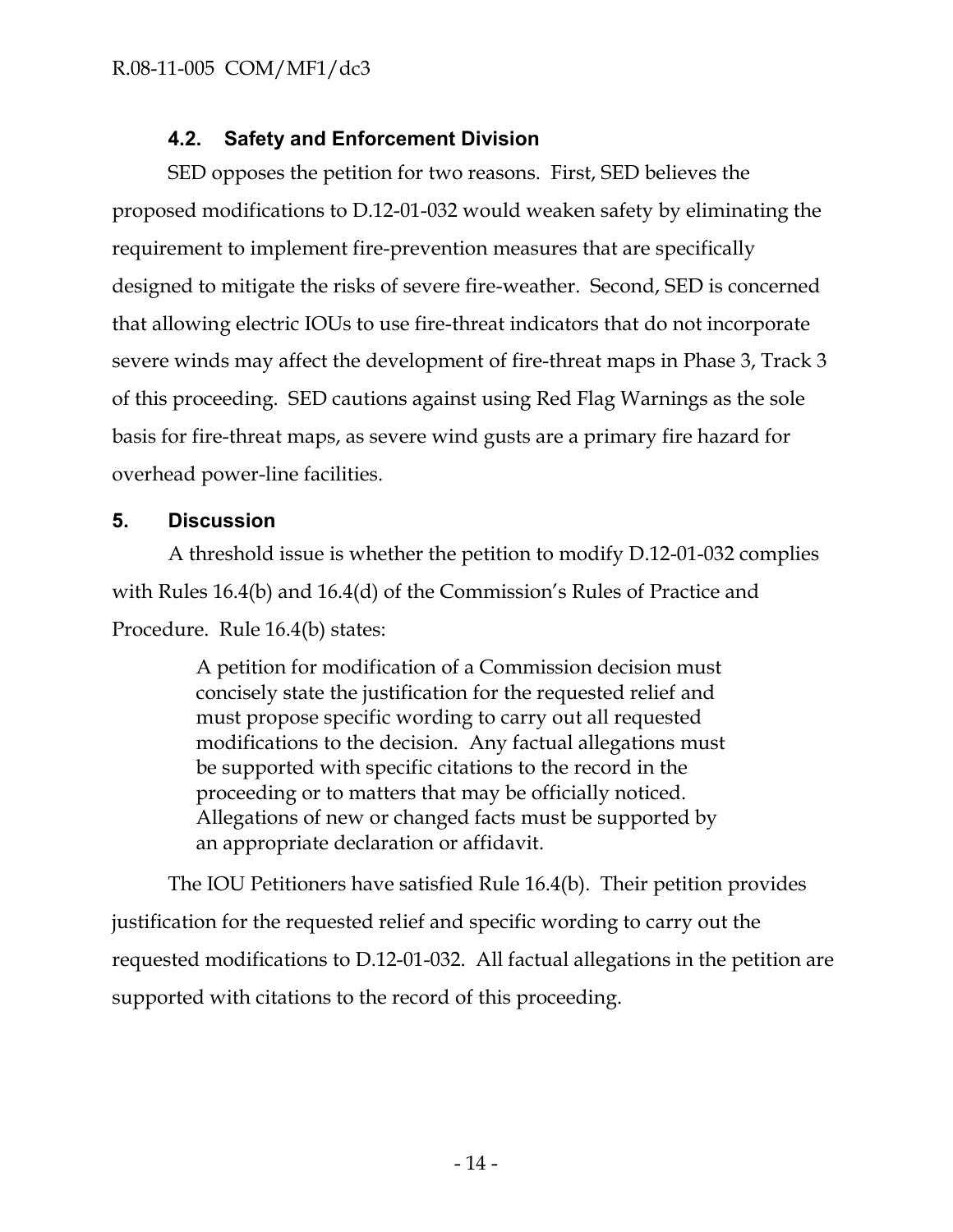### 4.2. Safety and Enforcement Division

SED opposes the petition for two reasons. First, SED believes the proposed modifications to D.12-01-032 would weaken safety by eliminating the requirement to implement fire-prevention measures that are specifically designed to mitigate the risks of severe fire-weather. Second, SED is concerned that allowing electric IOUs to use fire-threat indicators that do not incorporate severe winds may affect the development of fire-threat maps in Phase 3, Track 3 of this proceeding. SED cautions against using Red Flag Warnings as the sole basis for fire-threat maps, as severe wind gusts are a primary fire hazard for overhead power-line facilities.

## 5. Discussion

A threshold issue is whether the petition to modify D.12-01-032 complies with Rules 16.4(b) and 16.4(d) of the Commission's Rules of Practice and Procedure. Rule 16.4(b) states:

> A petition for modification of a Commission decision must concisely state the justification for the requested relief and must propose specific wording to carry out all requested modifications to the decision. Any factual allegations must be supported with specific citations to the record in the proceeding or to matters that may be officially noticed. Allegations of new or changed facts must be supported by an appropriate declaration or affidavit.

The IOU Petitioners have satisfied Rule 16.4(b). Their petition provides justification for the requested relief and specific wording to carry out the requested modifications to D.12-01-032. All factual allegations in the petition are supported with citations to the record of this proceeding.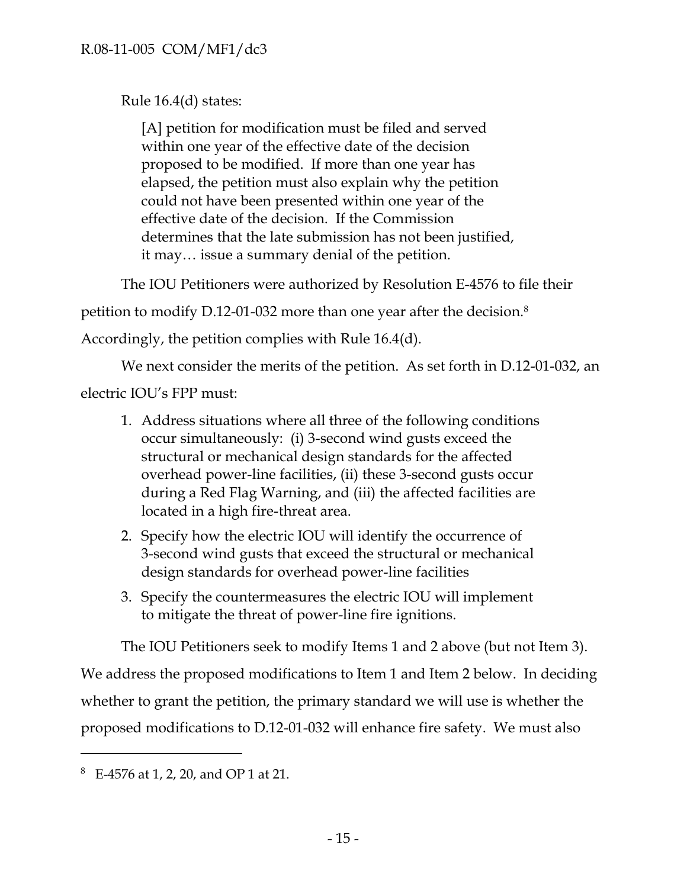Rule 16.4(d) states:

> [A] petition for modification must be filed and served within one year of the effective date of the decision proposed to be modified. If more than one year has elapsed, the petition must also explain why the petition could not have been presented within one year of the effective date of the decision. If the Commission determines that the late submission has not been justified, it may… issue a summary denial of the petition.

The IOU Petitioners were authorized by Resolution E-4576 to file their petition to modify D.12-01-032 more than one year after the decision.[8] Accordingly, the petition complies with Rule 16.4(d).

We next consider the merits of the petition. As set forth in D.12-01-032, an electric IOU's FPP must:

1. Address situations where all three of the following conditions occur simultaneously: (i) 3-second wind gusts exceed the structural or mechanical design standards for the affected overhead power-line facilities, (ii) these 3-second gusts occur during a Red Flag Warning, and (iii) the affected facilities are located in a high fire-threat area.
2. Specify how the electric IOU will identify the occurrence of 3-second wind gusts that exceed the structural or mechanical design standards for overhead power-line facilities
3. Specify the countermeasures the electric IOU will implement to mitigate the threat of power-line fire ignitions.

The IOU Petitioners seek to modify Items 1 and 2 above (but not Item 3). We address the proposed modifications to Item 1 and Item 2 below. In deciding whether to grant the petition, the primary standard we will use is whether the proposed modifications to D.12-01-032 will enhance fire safety. We must also

---

[8] E-4576 at 1, 2, 20, and OP 1 at 21.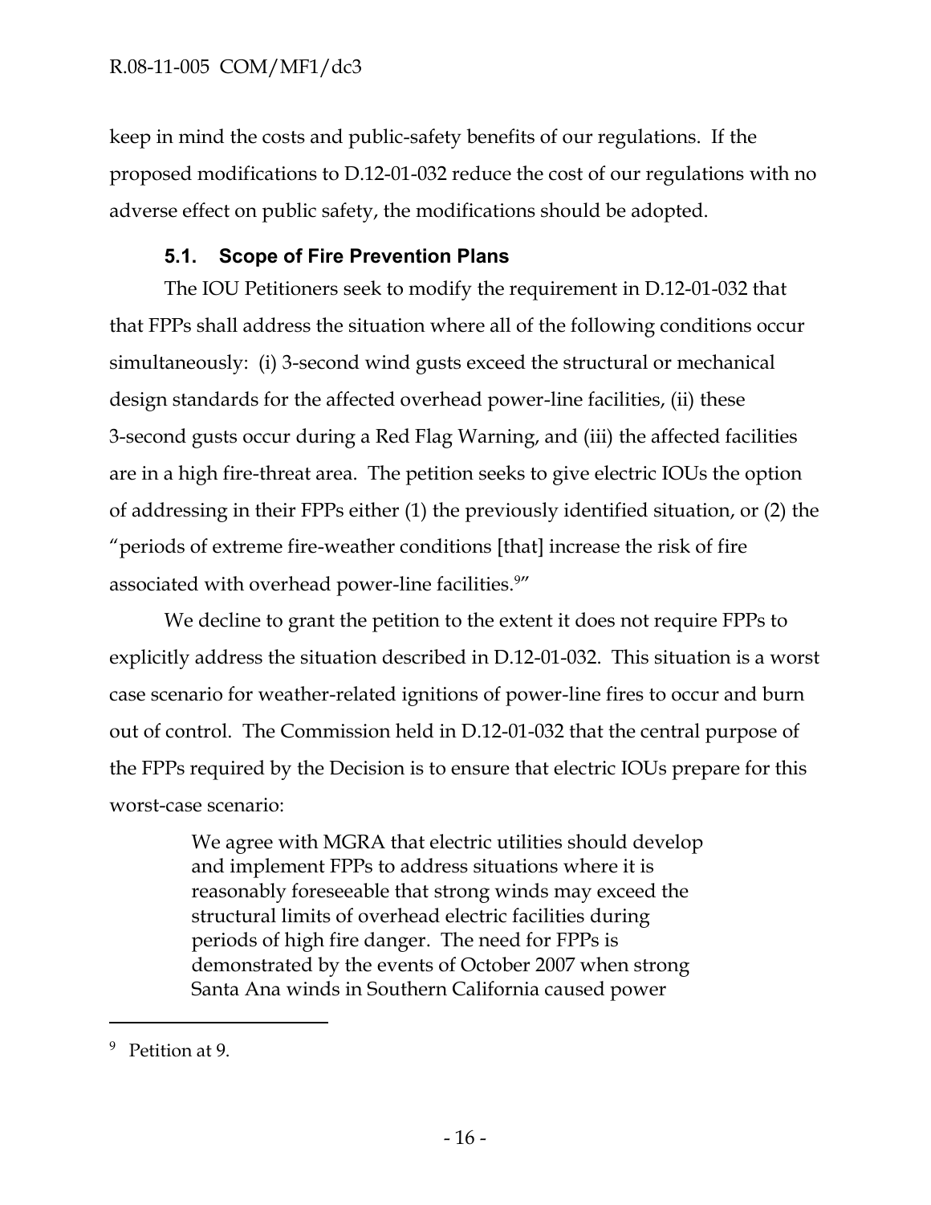keep in mind the costs and public-safety benefits of our regulations. If the proposed modifications to D.12-01-032 reduce the cost of our regulations with no adverse effect on public safety, the modifications should be adopted.

### 5.1. Scope of Fire Prevention Plans

The IOU Petitioners seek to modify the requirement in D.12-01-032 that that FPPs shall address the situation where all of the following conditions occur simultaneously: (i) 3-second wind gusts exceed the structural or mechanical design standards for the affected overhead power-line facilities, (ii) these 3-second gusts occur during a Red Flag Warning, and (iii) the affected facilities are in a high fire-threat area. The petition seeks to give electric IOUs the option of addressing in their FPPs either (1) the previously identified situation, or (2) the "periods of extreme fire-weather conditions [that] increase the risk of fire associated with overhead power-line facilities.[9]"

We decline to grant the petition to the extent it does not require FPPs to explicitly address the situation described in D.12-01-032. This situation is a worst case scenario for weather-related ignitions of power-line fires to occur and burn out of control. The Commission held in D.12-01-032 that the central purpose of the FPPs required by the Decision is to ensure that electric IOUs prepare for this worst-case scenario:

> We agree with MGRA that electric utilities should develop and implement FPPs to address situations where it is reasonably foreseeable that strong winds may exceed the structural limits of overhead electric facilities during periods of high fire danger. The need for FPPs is demonstrated by the events of October 2007 when strong Santa Ana winds in Southern California caused power

---

[9] Petition at 9.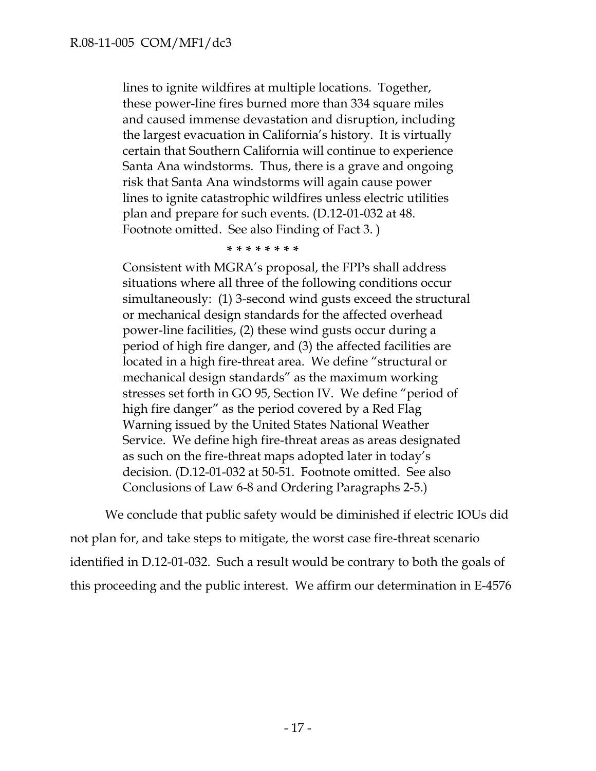> lines to ignite wildfires at multiple locations. Together, these power-line fires burned more than 334 square miles and caused immense devastation and disruption, including the largest evacuation in California's history. It is virtually certain that Southern California will continue to experience Santa Ana windstorms. Thus, there is a grave and ongoing risk that Santa Ana windstorms will again cause power lines to ignite catastrophic wildfires unless electric utilities plan and prepare for such events. (D.12-01-032 at 48. Footnote omitted. See also Finding of Fact 3. )
>
> * * * * * * * *
>
> Consistent with MGRA's proposal, the FPPs shall address situations where all three of the following conditions occur simultaneously: (1) 3-second wind gusts exceed the structural or mechanical design standards for the affected overhead power-line facilities, (2) these wind gusts occur during a period of high fire danger, and (3) the affected facilities are located in a high fire-threat area. We define "structural or mechanical design standards" as the maximum working stresses set forth in GO 95, Section IV. We define "period of high fire danger" as the period covered by a Red Flag Warning issued by the United States National Weather Service. We define high fire-threat areas as areas designated as such on the fire-threat maps adopted later in today's decision. (D.12-01-032 at 50-51. Footnote omitted. See also Conclusions of Law 6-8 and Ordering Paragraphs 2-5.)

We conclude that public safety would be diminished if electric IOUs did not plan for, and take steps to mitigate, the worst case fire-threat scenario identified in D.12-01-032. Such a result would be contrary to both the goals of this proceeding and the public interest. We affirm our determination in E-4576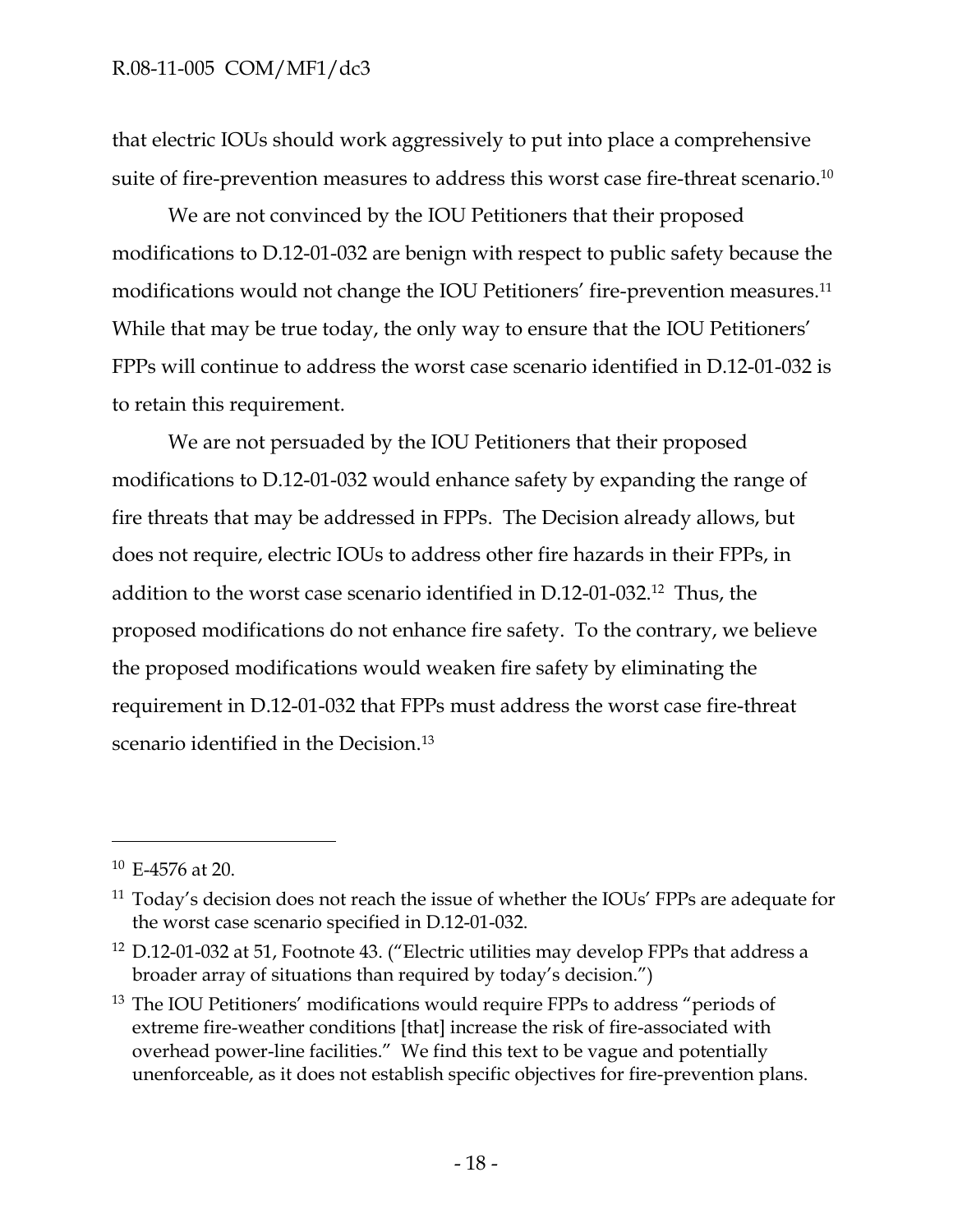that electric IOUs should work aggressively to put into place a comprehensive suite of fire-prevention measures to address this worst case fire-threat scenario.[10]

We are not convinced by the IOU Petitioners that their proposed modifications to D.12-01-032 are benign with respect to public safety because the modifications would not change the IOU Petitioners' fire-prevention measures.[11] While that may be true today, the only way to ensure that the IOU Petitioners' FPPs will continue to address the worst case scenario identified in D.12-01-032 is to retain this requirement.

We are not persuaded by the IOU Petitioners that their proposed modifications to D.12-01-032 would enhance safety by expanding the range of fire threats that may be addressed in FPPs. The Decision already allows, but does not require, electric IOUs to address other fire hazards in their FPPs, in addition to the worst case scenario identified in D.12-01-032.[12] Thus, the proposed modifications do not enhance fire safety. To the contrary, we believe the proposed modifications would weaken fire safety by eliminating the requirement in D.12-01-032 that FPPs must address the worst case fire-threat scenario identified in the Decision.[13]

---

[10] E-4576 at 20.

[11] Today's decision does not reach the issue of whether the IOUs' FPPs are adequate for the worst case scenario specified in D.12-01-032.

[12] D.12-01-032 at 51, Footnote 43. ("Electric utilities may develop FPPs that address a broader array of situations than required by today's decision.")

[13] The IOU Petitioners' modifications would require FPPs to address "periods of extreme fire-weather conditions [that] increase the risk of fire-associated with overhead power-line facilities." We find this text to be vague and potentially unenforceable, as it does not establish specific objectives for fire-prevention plans.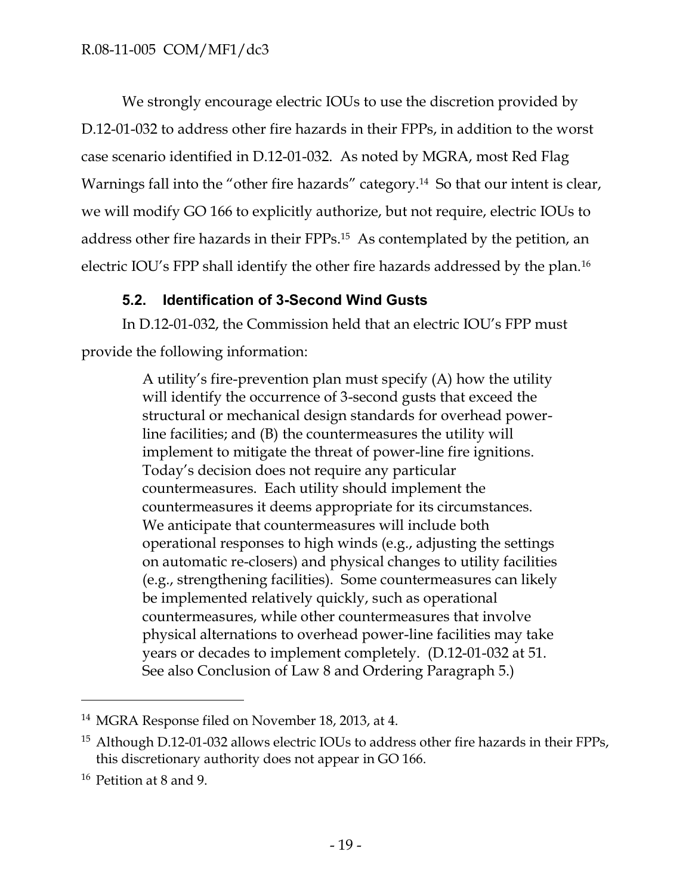We strongly encourage electric IOUs to use the discretion provided by D.12-01-032 to address other fire hazards in their FPPs, in addition to the worst case scenario identified in D.12-01-032. As noted by MGRA, most Red Flag Warnings fall into the "other fire hazards" category.[14] So that our intent is clear, we will modify GO 166 to explicitly authorize, but not require, electric IOUs to address other fire hazards in their FPPs.[15] As contemplated by the petition, an electric IOU's FPP shall identify the other fire hazards addressed by the plan.[16]

### 5.2. Identification of 3-Second Wind Gusts

In D.12-01-032, the Commission held that an electric IOU's FPP must provide the following information:

> A utility's fire-prevention plan must specify (A) how the utility will identify the occurrence of 3-second gusts that exceed the structural or mechanical design standards for overhead power-line facilities; and (B) the countermeasures the utility will implement to mitigate the threat of power-line fire ignitions. Today's decision does not require any particular countermeasures. Each utility should implement the countermeasures it deems appropriate for its circumstances. We anticipate that countermeasures will include both operational responses to high winds (e.g., adjusting the settings on automatic re-closers) and physical changes to utility facilities (e.g., strengthening facilities). Some countermeasures can likely be implemented relatively quickly, such as operational countermeasures, while other countermeasures that involve physical alternations to overhead power-line facilities may take years or decades to implement completely. (D.12-01-032 at 51. See also Conclusion of Law 8 and Ordering Paragraph 5.)

---

[14] MGRA Response filed on November 18, 2013, at 4.

[15] Although D.12-01-032 allows electric IOUs to address other fire hazards in their FPPs, this discretionary authority does not appear in GO 166.

[16] Petition at 8 and 9.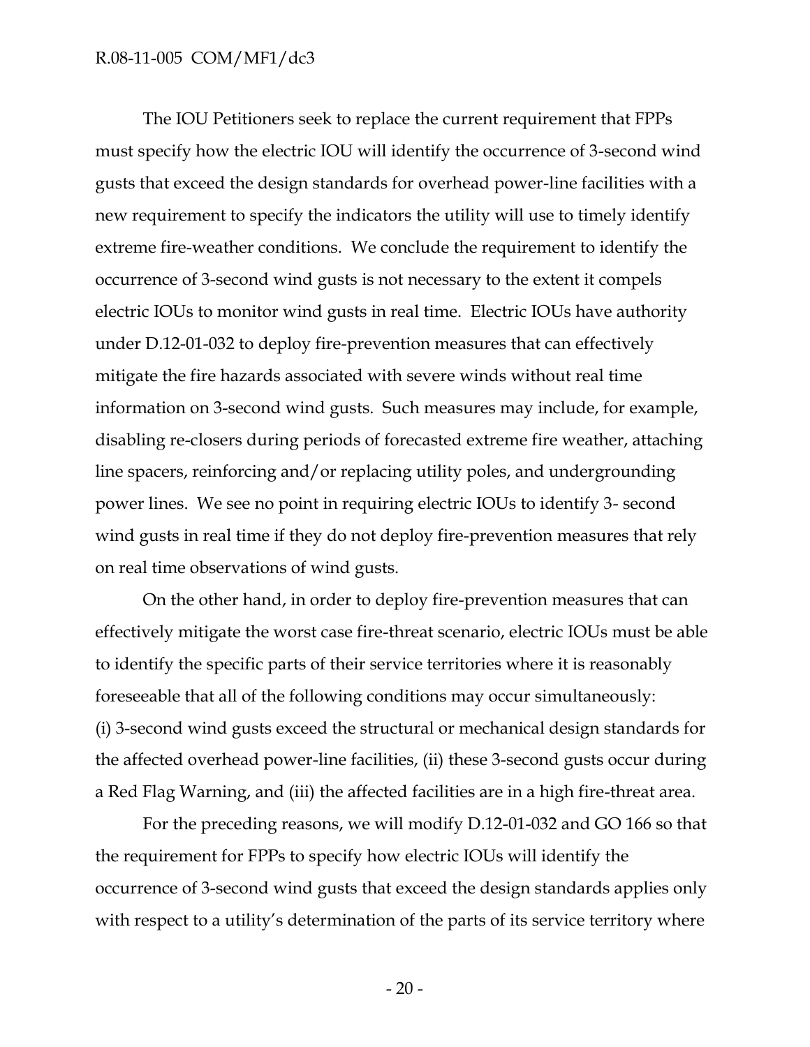The IOU Petitioners seek to replace the current requirement that FPPs must specify how the electric IOU will identify the occurrence of 3-second wind gusts that exceed the design standards for overhead power-line facilities with a new requirement to specify the indicators the utility will use to timely identify extreme fire-weather conditions. We conclude the requirement to identify the occurrence of 3-second wind gusts is not necessary to the extent it compels electric IOUs to monitor wind gusts in real time. Electric IOUs have authority under D.12-01-032 to deploy fire-prevention measures that can effectively mitigate the fire hazards associated with severe winds without real time information on 3-second wind gusts. Such measures may include, for example, disabling re-closers during periods of forecasted extreme fire weather, attaching line spacers, reinforcing and/or replacing utility poles, and undergrounding power lines. We see no point in requiring electric IOUs to identify 3- second wind gusts in real time if they do not deploy fire-prevention measures that rely on real time observations of wind gusts.

On the other hand, in order to deploy fire-prevention measures that can effectively mitigate the worst case fire-threat scenario, electric IOUs must be able to identify the specific parts of their service territories where it is reasonably foreseeable that all of the following conditions may occur simultaneously: (i) 3-second wind gusts exceed the structural or mechanical design standards for the affected overhead power-line facilities, (ii) these 3-second gusts occur during a Red Flag Warning, and (iii) the affected facilities are in a high fire-threat area.

For the preceding reasons, we will modify D.12-01-032 and GO 166 so that the requirement for FPPs to specify how electric IOUs will identify the occurrence of 3-second wind gusts that exceed the design standards applies only with respect to a utility's determination of the parts of its service territory where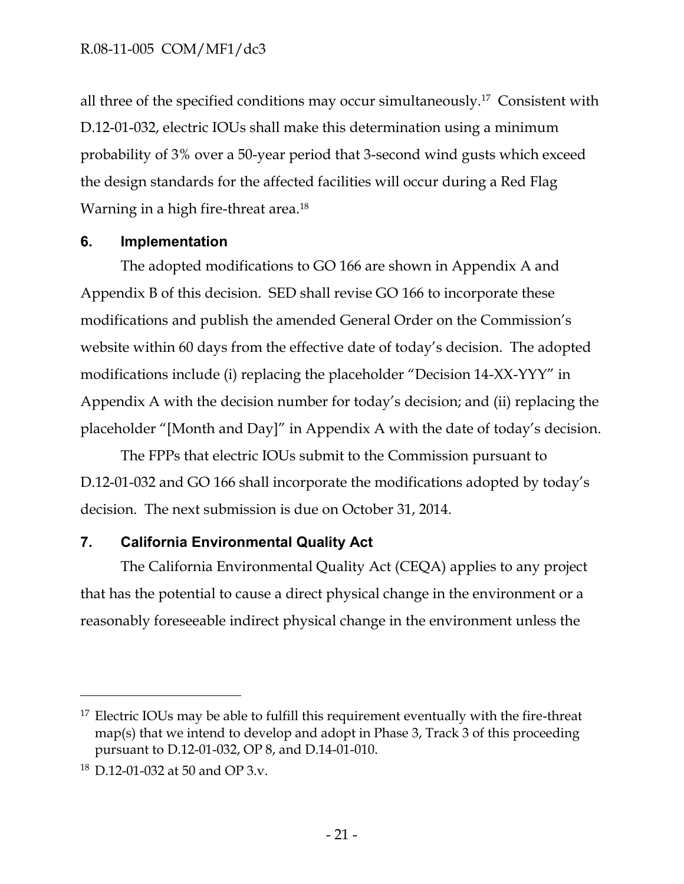all three of the specified conditions may occur simultaneously.[17] Consistent with D.12-01-032, electric IOUs shall make this determination using a minimum probability of 3% over a 50-year period that 3-second wind gusts which exceed the design standards for the affected facilities will occur during a Red Flag Warning in a high fire-threat area.[18]

## 6. Implementation

The adopted modifications to GO 166 are shown in Appendix A and Appendix B of this decision. SED shall revise GO 166 to incorporate these modifications and publish the amended General Order on the Commission's website within 60 days from the effective date of today's decision. The adopted modifications include (i) replacing the placeholder "Decision 14-XX-YYY" in Appendix A with the decision number for today's decision; and (ii) replacing the placeholder "[Month and Day]" in Appendix A with the date of today's decision.

The FPPs that electric IOUs submit to the Commission pursuant to D.12-01-032 and GO 166 shall incorporate the modifications adopted by today's decision. The next submission is due on October 31, 2014.

## 7. California Environmental Quality Act

The California Environmental Quality Act (CEQA) applies to any project that has the potential to cause a direct physical change in the environment or a reasonably foreseeable indirect physical change in the environment unless the

---

[17] Electric IOUs may be able to fulfill this requirement eventually with the fire-threat map(s) that we intend to develop and adopt in Phase 3, Track 3 of this proceeding pursuant to D.12-01-032, OP 8, and D.14-01-010.

[18] D.12-01-032 at 50 and OP 3.v.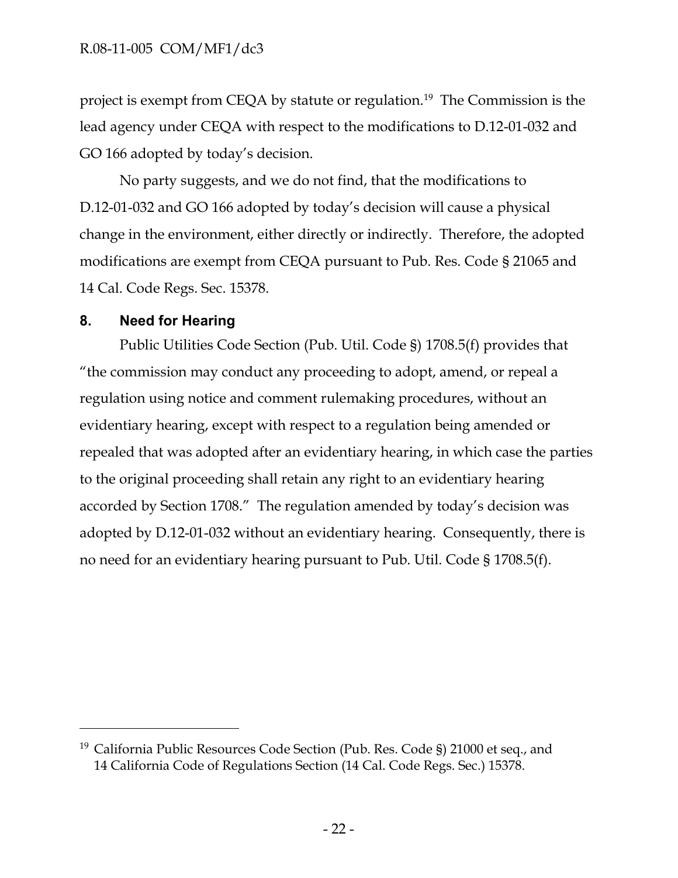project is exempt from CEQA by statute or regulation.[19] The Commission is the lead agency under CEQA with respect to the modifications to D.12-01-032 and GO 166 adopted by today's decision.

No party suggests, and we do not find, that the modifications to D.12-01-032 and GO 166 adopted by today's decision will cause a physical change in the environment, either directly or indirectly. Therefore, the adopted modifications are exempt from CEQA pursuant to Pub. Res. Code § 21065 and 14 Cal. Code Regs. Sec. 15378.

## 8. Need for Hearing

Public Utilities Code Section (Pub. Util. Code §) 1708.5(f) provides that "the commission may conduct any proceeding to adopt, amend, or repeal a regulation using notice and comment rulemaking procedures, without an evidentiary hearing, except with respect to a regulation being amended or repealed that was adopted after an evidentiary hearing, in which case the parties to the original proceeding shall retain any right to an evidentiary hearing accorded by Section 1708." The regulation amended by today's decision was adopted by D.12-01-032 without an evidentiary hearing. Consequently, there is no need for an evidentiary hearing pursuant to Pub. Util. Code § 1708.5(f).

---

[19] California Public Resources Code Section (Pub. Res. Code §) 21000 et seq., and 14 California Code of Regulations Section (14 Cal. Code Regs. Sec.) 15378.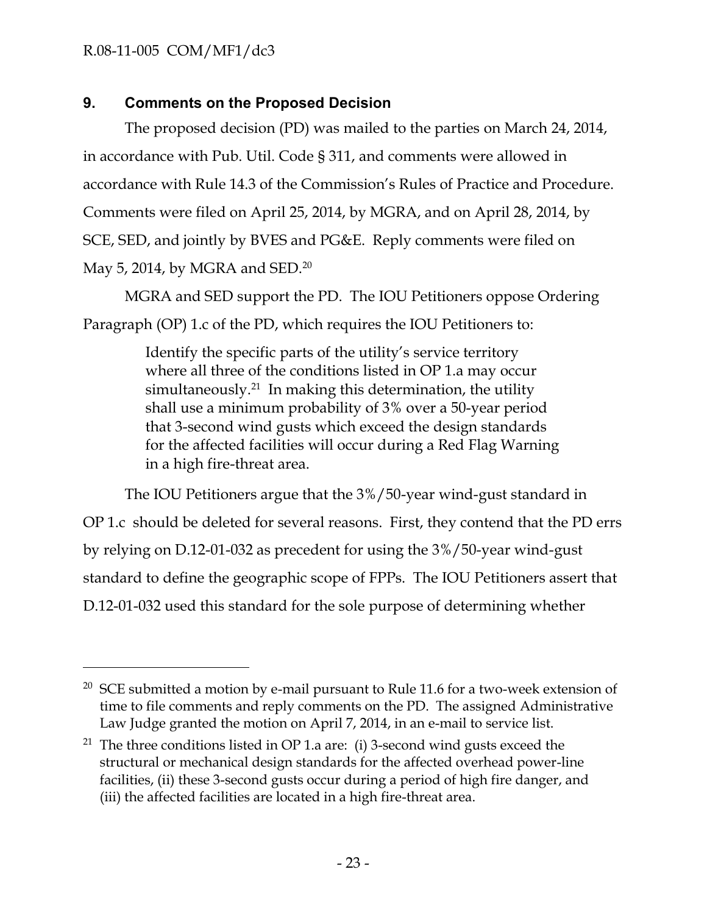## 9. Comments on the Proposed Decision

The proposed decision (PD) was mailed to the parties on March 24, 2014, in accordance with Pub. Util. Code § 311, and comments were allowed in accordance with Rule 14.3 of the Commission's Rules of Practice and Procedure. Comments were filed on April 25, 2014, by MGRA, and on April 28, 2014, by SCE, SED, and jointly by BVES and PG&E. Reply comments were filed on May 5, 2014, by MGRA and SED.[20]

MGRA and SED support the PD. The IOU Petitioners oppose Ordering Paragraph (OP) 1.c of the PD, which requires the IOU Petitioners to:

> Identify the specific parts of the utility's service territory where all three of the conditions listed in OP 1.a may occur simultaneously.[21] In making this determination, the utility shall use a minimum probability of 3% over a 50-year period that 3-second wind gusts which exceed the design standards for the affected facilities will occur during a Red Flag Warning in a high fire-threat area.

The IOU Petitioners argue that the 3%/50-year wind-gust standard in OP 1.c should be deleted for several reasons. First, they contend that the PD errs by relying on D.12-01-032 as precedent for using the 3%/50-year wind-gust standard to define the geographic scope of FPPs. The IOU Petitioners assert that D.12-01-032 used this standard for the sole purpose of determining whether

---

[20] SCE submitted a motion by e-mail pursuant to Rule 11.6 for a two-week extension of time to file comments and reply comments on the PD. The assigned Administrative Law Judge granted the motion on April 7, 2014, in an e-mail to service list.

[21] The three conditions listed in OP 1.a are: (i) 3-second wind gusts exceed the structural or mechanical design standards for the affected overhead power-line facilities, (ii) these 3-second gusts occur during a period of high fire danger, and (iii) the affected facilities are located in a high fire-threat area.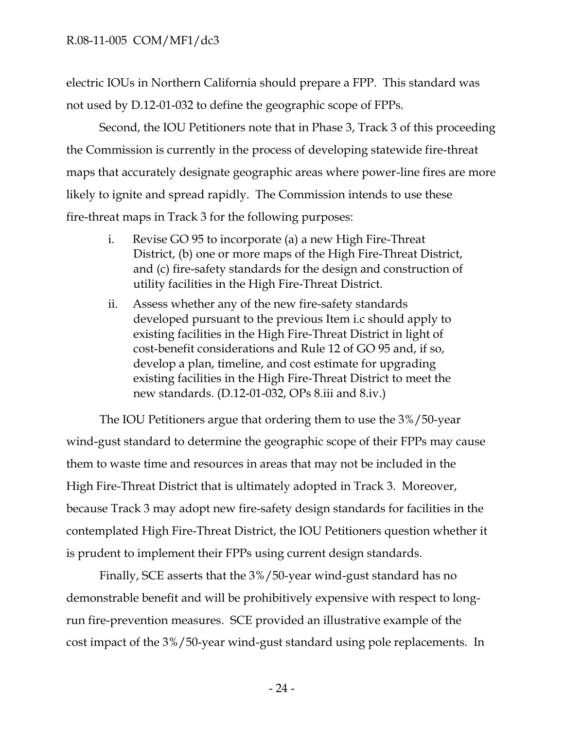electric IOUs in Northern California should prepare a FPP. This standard was not used by D.12-01-032 to define the geographic scope of FPPs.

Second, the IOU Petitioners note that in Phase 3, Track 3 of this proceeding the Commission is currently in the process of developing statewide fire-threat maps that accurately designate geographic areas where power-line fires are more likely to ignite and spread rapidly. The Commission intends to use these fire-threat maps in Track 3 for the following purposes:

> i. Revise GO 95 to incorporate (a) a new High Fire-Threat District, (b) one or more maps of the High Fire-Threat District, and (c) fire-safety standards for the design and construction of utility facilities in the High Fire-Threat District.
>
> ii. Assess whether any of the new fire-safety standards developed pursuant to the previous Item i.c should apply to existing facilities in the High Fire-Threat District in light of cost-benefit considerations and Rule 12 of GO 95 and, if so, develop a plan, timeline, and cost estimate for upgrading existing facilities in the High Fire-Threat District to meet the new standards. (D.12-01-032, OPs 8.iii and 8.iv.)

The IOU Petitioners argue that ordering them to use the 3%/50-year wind-gust standard to determine the geographic scope of their FPPs may cause them to waste time and resources in areas that may not be included in the High Fire-Threat District that is ultimately adopted in Track 3. Moreover, because Track 3 may adopt new fire-safety design standards for facilities in the contemplated High Fire-Threat District, the IOU Petitioners question whether it is prudent to implement their FPPs using current design standards.

Finally, SCE asserts that the 3%/50-year wind-gust standard has no demonstrable benefit and will be prohibitively expensive with respect to long-run fire-prevention measures. SCE provided an illustrative example of the cost impact of the 3%/50-year wind-gust standard using pole replacements. In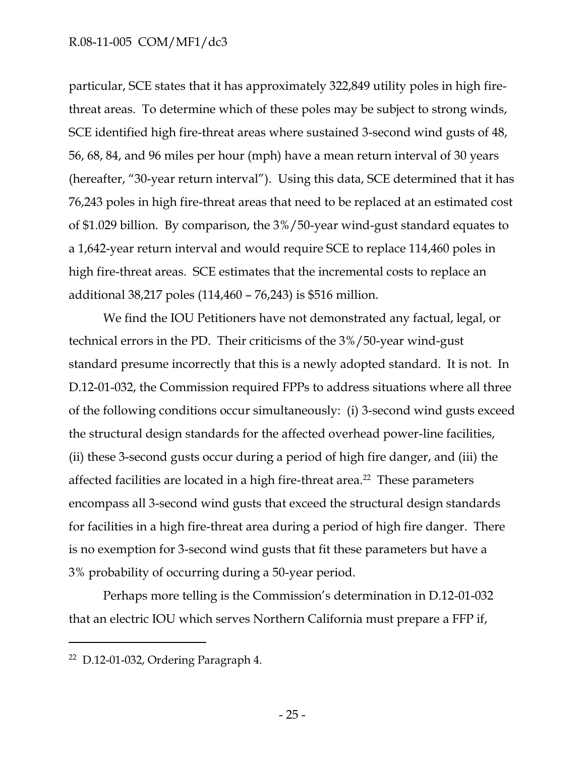particular, SCE states that it has approximately 322,849 utility poles in high fire-threat areas. To determine which of these poles may be subject to strong winds, SCE identified high fire-threat areas where sustained 3-second wind gusts of 48, 56, 68, 84, and 96 miles per hour (mph) have a mean return interval of 30 years (hereafter, "30-year return interval"). Using this data, SCE determined that it has 76,243 poles in high fire-threat areas that need to be replaced at an estimated cost of $1.029 billion. By comparison, the 3%/50-year wind-gust standard equates to a 1,642-year return interval and would require SCE to replace 114,460 poles in high fire-threat areas. SCE estimates that the incremental costs to replace an additional 38,217 poles (114,460 – 76,243) is $516 million.

We find the IOU Petitioners have not demonstrated any factual, legal, or technical errors in the PD. Their criticisms of the 3%/50-year wind-gust standard presume incorrectly that this is a newly adopted standard. It is not. In D.12-01-032, the Commission required FPPs to address situations where all three of the following conditions occur simultaneously: (i) 3-second wind gusts exceed the structural design standards for the affected overhead power-line facilities, (ii) these 3-second gusts occur during a period of high fire danger, and (iii) the affected facilities are located in a high fire-threat area.[22] These parameters encompass all 3-second wind gusts that exceed the structural design standards for facilities in a high fire-threat area during a period of high fire danger. There is no exemption for 3-second wind gusts that fit these parameters but have a 3% probability of occurring during a 50-year period.

Perhaps more telling is the Commission's determination in D.12-01-032 that an electric IOU which serves Northern California must prepare a FFP if,

---

[22] D.12-01-032, Ordering Paragraph 4.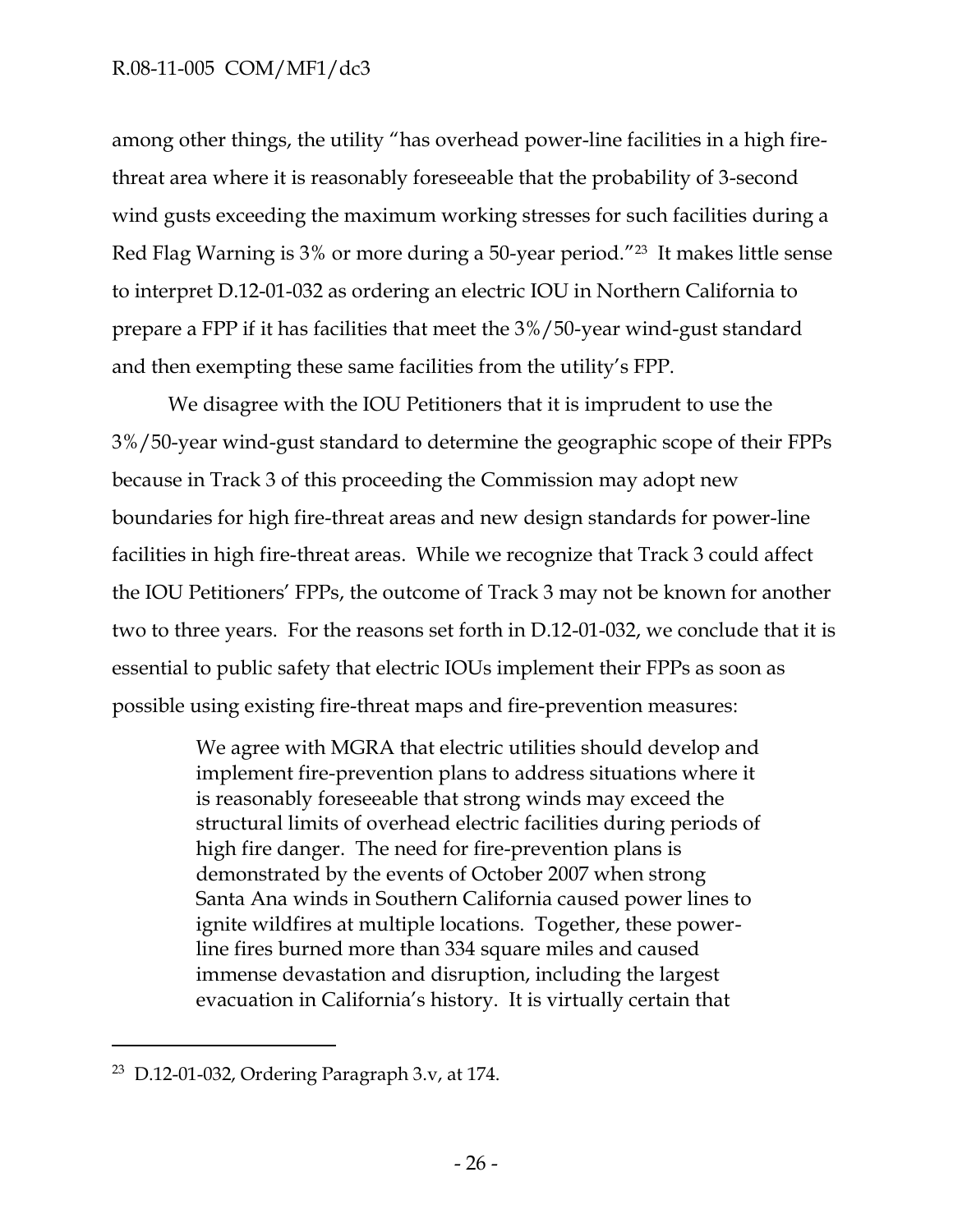among other things, the utility "has overhead power-line facilities in a high fire-threat area where it is reasonably foreseeable that the probability of 3-second wind gusts exceeding the maximum working stresses for such facilities during a Red Flag Warning is 3% or more during a 50-year period."[23] It makes little sense to interpret D.12-01-032 as ordering an electric IOU in Northern California to prepare a FPP if it has facilities that meet the 3%/50-year wind-gust standard and then exempting these same facilities from the utility's FPP.

We disagree with the IOU Petitioners that it is imprudent to use the 3%/50-year wind-gust standard to determine the geographic scope of their FPPs because in Track 3 of this proceeding the Commission may adopt new boundaries for high fire-threat areas and new design standards for power-line facilities in high fire-threat areas. While we recognize that Track 3 could affect the IOU Petitioners' FPPs, the outcome of Track 3 may not be known for another two to three years. For the reasons set forth in D.12-01-032, we conclude that it is essential to public safety that electric IOUs implement their FPPs as soon as possible using existing fire-threat maps and fire-prevention measures:

> We agree with MGRA that electric utilities should develop and implement fire-prevention plans to address situations where it is reasonably foreseeable that strong winds may exceed the structural limits of overhead electric facilities during periods of high fire danger. The need for fire-prevention plans is demonstrated by the events of October 2007 when strong Santa Ana winds in Southern California caused power lines to ignite wildfires at multiple locations. Together, these power-line fires burned more than 334 square miles and caused immense devastation and disruption, including the largest evacuation in California's history. It is virtually certain that

---

[23] D.12-01-032, Ordering Paragraph 3.v, at 174.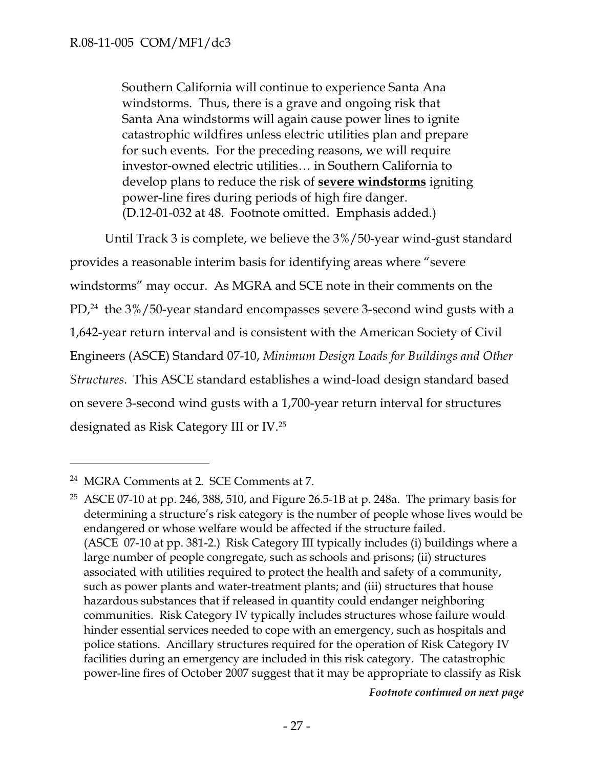> Southern California will continue to experience Santa Ana windstorms. Thus, there is a grave and ongoing risk that Santa Ana windstorms will again cause power lines to ignite catastrophic wildfires unless electric utilities plan and prepare for such events. For the preceding reasons, we will require investor-owned electric utilities… in Southern California to develop plans to reduce the risk of **severe windstorms** igniting power-line fires during periods of high fire danger. (D.12-01-032 at 48. Footnote omitted. Emphasis added.)

Until Track 3 is complete, we believe the 3%/50-year wind-gust standard provides a reasonable interim basis for identifying areas where "severe windstorms" may occur. As MGRA and SCE note in their comments on the PD,[24] the 3%/50-year standard encompasses severe 3-second wind gusts with a 1,642-year return interval and is consistent with the American Society of Civil Engineers (ASCE) Standard 07-10, *Minimum Design Loads for Buildings and Other Structures*. This ASCE standard establishes a wind-load design standard based on severe 3-second wind gusts with a 1,700-year return interval for structures designated as Risk Category III or IV.[25]

---

[24] MGRA Comments at 2. SCE Comments at 7.

[25] ASCE 07-10 at pp. 246, 388, 510, and Figure 26.5-1B at p. 248a. The primary basis for determining a structure's risk category is the number of people whose lives would be endangered or whose welfare would be affected if the structure failed. (ASCE 07-10 at pp. 381-2.) Risk Category III typically includes (i) buildings where a large number of people congregate, such as schools and prisons; (ii) structures associated with utilities required to protect the health and safety of a community, such as power plants and water-treatment plants; and (iii) structures that house hazardous substances that if released in quantity could endanger neighboring communities. Risk Category IV typically includes structures whose failure would hinder essential services needed to cope with an emergency, such as hospitals and police stations. Ancillary structures required for the operation of Risk Category IV facilities during an emergency are included in this risk category. The catastrophic power-line fires of October 2007 suggest that it may be appropriate to classify as Risk

*Footnote continued on next page*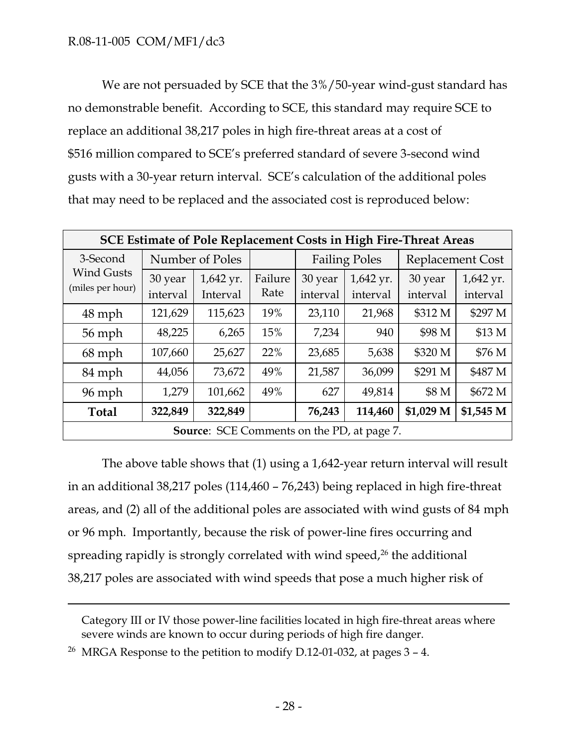We are not persuaded by SCE that the 3%/50-year wind-gust standard has no demonstrable benefit. According to SCE, this standard may require SCE to replace an additional 38,217 poles in high fire-threat areas at a cost of $516 million compared to SCE's preferred standard of severe 3-second wind gusts with a 30-year return interval. SCE's calculation of the additional poles that may need to be replaced and the associated cost is reproduced below:

| SCE Estimate of Pole Replacement Costs in High Fire-Threat Areas | | | | | | | |
|---|---|---|---|---|---|---|---|
| 3-Second Wind Gusts (miles per hour) | Number of Poles | | | Failing Poles | | Replacement Cost | |
| | 30 year interval | 1,642 yr. Interval | Failure Rate | 30 year interval | 1,642 yr. interval | 30 year interval | 1,642 yr. interval |
| 48 mph | 121,629 | 115,623 | 19% | 23,110 | 21,968 | $312 M | $297 M |
| 56 mph | 48,225 | 6,265 | 15% | 7,234 | 940 | $98 M | $13 M |
| 68 mph | 107,660 | 25,627 | 22% | 23,685 | 5,638 | $320 M | $76 M |
| 84 mph | 44,056 | 73,672 | 49% | 21,587 | 36,099 | $291 M | $487 M |
| 96 mph | 1,279 | 101,662 | 49% | 627 | 49,814 | $8 M | $672 M |
| **Total** | **322,849** | **322,849** | | **76,243** | **114,460** | **$1,029 M** | **$1,545 M** |
| **Source**: SCE Comments on the PD, at page 7. | | | | | | | |

The above table shows that (1) using a 1,642-year return interval will result in an additional 38,217 poles (114,460 – 76,243) being replaced in high fire-threat areas, and (2) all of the additional poles are associated with wind gusts of 84 mph or 96 mph. Importantly, because the risk of power-line fires occurring and spreading rapidly is strongly correlated with wind speed,[26] the additional 38,217 poles are associated with wind speeds that pose a much higher risk of

---

Category III or IV those power-line facilities located in high fire-threat areas where severe winds are known to occur during periods of high fire danger.

[26] MRGA Response to the petition to modify D.12-01-032, at pages 3 – 4.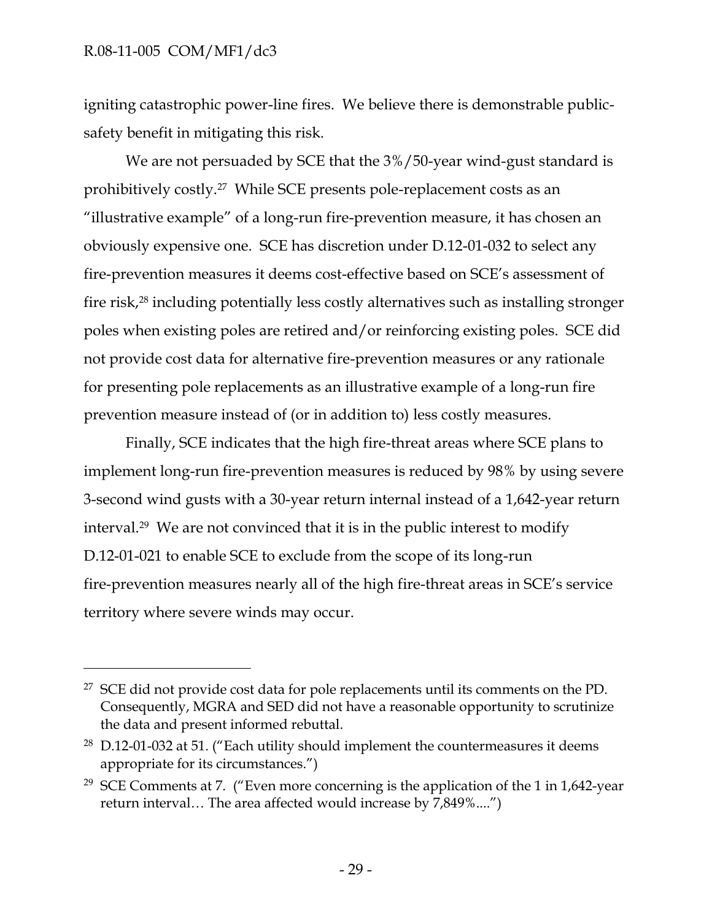igniting catastrophic power-line fires. We believe there is demonstrable public-safety benefit in mitigating this risk.

We are not persuaded by SCE that the 3%/50-year wind-gust standard is prohibitively costly.[27] While SCE presents pole-replacement costs as an "illustrative example" of a long-run fire-prevention measure, it has chosen an obviously expensive one. SCE has discretion under D.12-01-032 to select any fire-prevention measures it deems cost-effective based on SCE's assessment of fire risk,[28] including potentially less costly alternatives such as installing stronger poles when existing poles are retired and/or reinforcing existing poles. SCE did not provide cost data for alternative fire-prevention measures or any rationale for presenting pole replacements as an illustrative example of a long-run fire prevention measure instead of (or in addition to) less costly measures.

Finally, SCE indicates that the high fire-threat areas where SCE plans to implement long-run fire-prevention measures is reduced by 98% by using severe 3-second wind gusts with a 30-year return internal instead of a 1,642-year return interval.[29] We are not convinced that it is in the public interest to modify D.12-01-021 to enable SCE to exclude from the scope of its long-run fire-prevention measures nearly all of the high fire-threat areas in SCE's service territory where severe winds may occur.

---

[27] SCE did not provide cost data for pole replacements until its comments on the PD. Consequently, MGRA and SED did not have a reasonable opportunity to scrutinize the data and present informed rebuttal.

[28] D.12-01-032 at 51. ("Each utility should implement the countermeasures it deems appropriate for its circumstances.")

[29] SCE Comments at 7. ("Even more concerning is the application of the 1 in 1,642-year return interval… The area affected would increase by 7,849%....")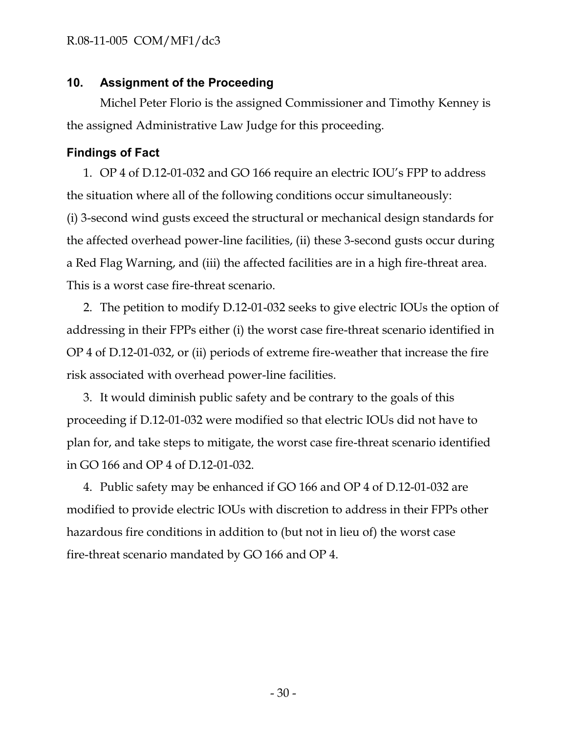## 10. Assignment of the Proceeding

Michel Peter Florio is the assigned Commissioner and Timothy Kenney is the assigned Administrative Law Judge for this proceeding.

### Findings of Fact

1. OP 4 of D.12-01-032 and GO 166 require an electric IOU's FPP to address the situation where all of the following conditions occur simultaneously: (i) 3-second wind gusts exceed the structural or mechanical design standards for the affected overhead power-line facilities, (ii) these 3-second gusts occur during a Red Flag Warning, and (iii) the affected facilities are in a high fire-threat area. This is a worst case fire-threat scenario.

2. The petition to modify D.12-01-032 seeks to give electric IOUs the option of addressing in their FPPs either (i) the worst case fire-threat scenario identified in OP 4 of D.12-01-032, or (ii) periods of extreme fire-weather that increase the fire risk associated with overhead power-line facilities.

3. It would diminish public safety and be contrary to the goals of this proceeding if D.12-01-032 were modified so that electric IOUs did not have to plan for, and take steps to mitigate, the worst case fire-threat scenario identified in GO 166 and OP 4 of D.12-01-032.

4. Public safety may be enhanced if GO 166 and OP 4 of D.12-01-032 are modified to provide electric IOUs with discretion to address in their FPPs other hazardous fire conditions in addition to (but not in lieu of) the worst case fire-threat scenario mandated by GO 166 and OP 4.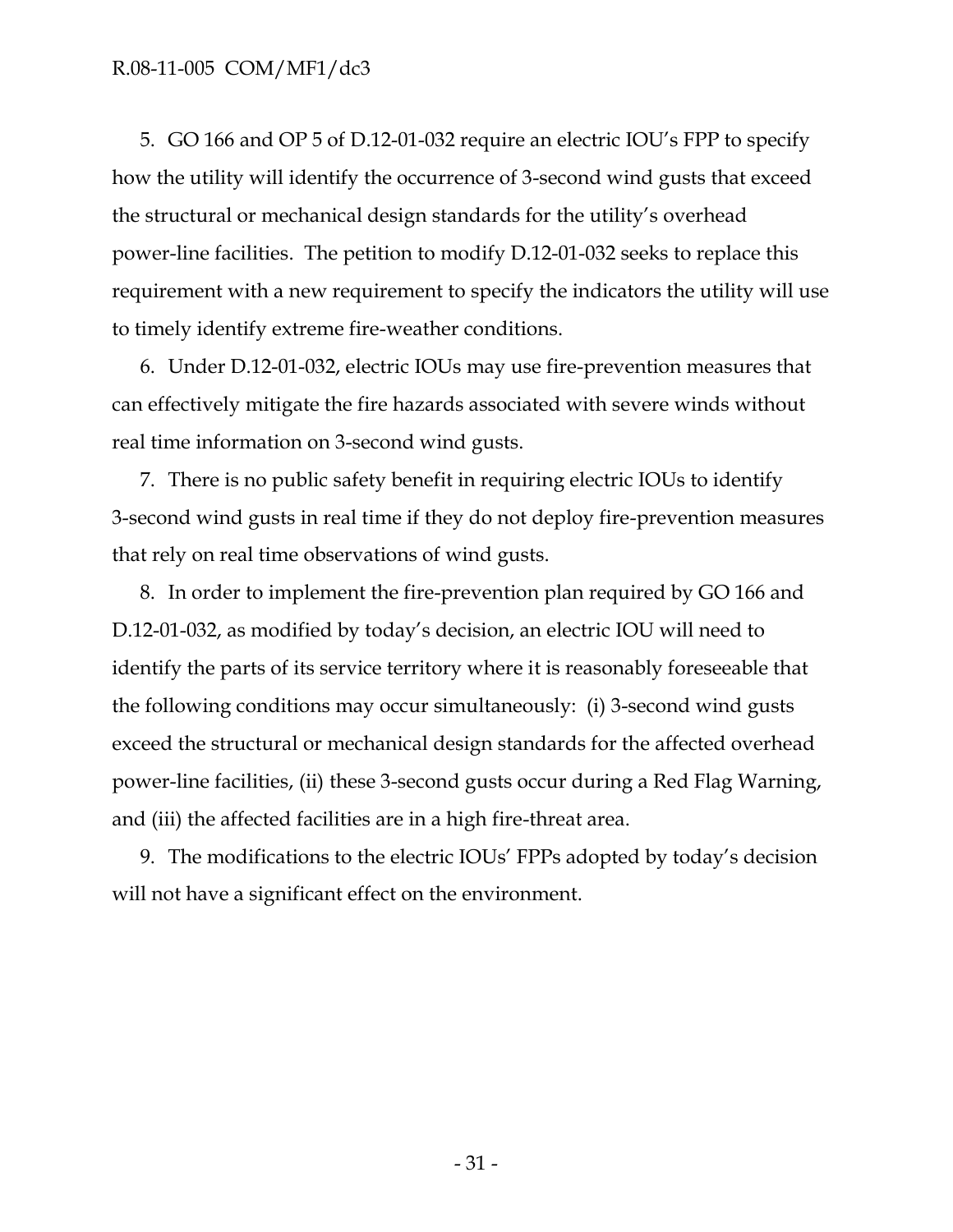5. GO 166 and OP 5 of D.12-01-032 require an electric IOU's FPP to specify how the utility will identify the occurrence of 3-second wind gusts that exceed the structural or mechanical design standards for the utility's overhead power-line facilities. The petition to modify D.12-01-032 seeks to replace this requirement with a new requirement to specify the indicators the utility will use to timely identify extreme fire-weather conditions.

6. Under D.12-01-032, electric IOUs may use fire-prevention measures that can effectively mitigate the fire hazards associated with severe winds without real time information on 3-second wind gusts.

7. There is no public safety benefit in requiring electric IOUs to identify 3-second wind gusts in real time if they do not deploy fire-prevention measures that rely on real time observations of wind gusts.

8. In order to implement the fire-prevention plan required by GO 166 and D.12-01-032, as modified by today's decision, an electric IOU will need to identify the parts of its service territory where it is reasonably foreseeable that the following conditions may occur simultaneously: (i) 3-second wind gusts exceed the structural or mechanical design standards for the affected overhead power-line facilities, (ii) these 3-second gusts occur during a Red Flag Warning, and (iii) the affected facilities are in a high fire-threat area.

9. The modifications to the electric IOUs' FPPs adopted by today's decision will not have a significant effect on the environment.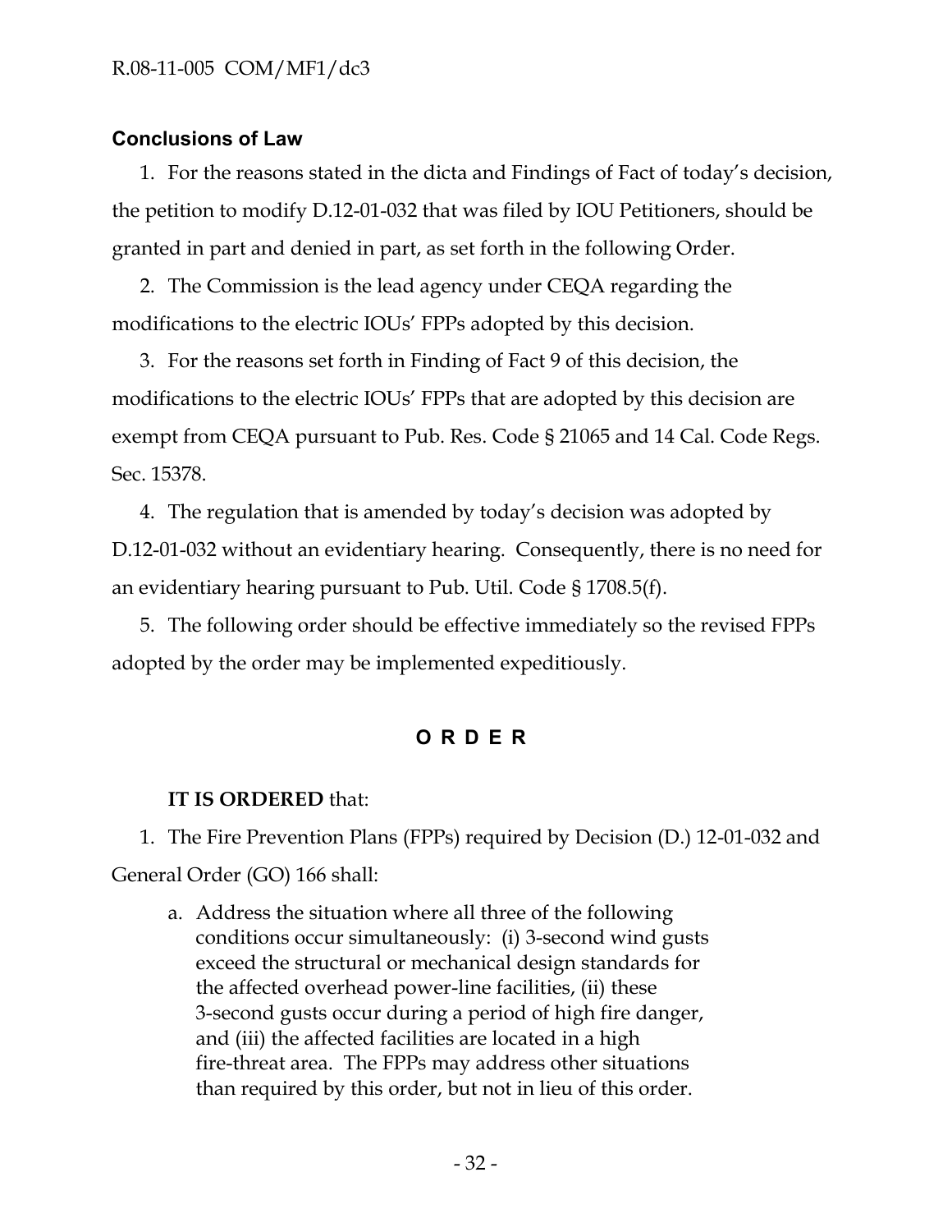### Conclusions of Law

1. For the reasons stated in the dicta and Findings of Fact of today's decision, the petition to modify D.12-01-032 that was filed by IOU Petitioners, should be granted in part and denied in part, as set forth in the following Order.

2. The Commission is the lead agency under CEQA regarding the modifications to the electric IOUs' FPPs adopted by this decision.

3. For the reasons set forth in Finding of Fact 9 of this decision, the modifications to the electric IOUs' FPPs that are adopted by this decision are exempt from CEQA pursuant to Pub. Res. Code § 21065 and 14 Cal. Code Regs. Sec. 15378.

4. The regulation that is amended by today's decision was adopted by D.12-01-032 without an evidentiary hearing. Consequently, there is no need for an evidentiary hearing pursuant to Pub. Util. Code § 1708.5(f).

5. The following order should be effective immediately so the revised FPPs adopted by the order may be implemented expeditiously.

## O R D E R

**IT IS ORDERED** that:

1. The Fire Prevention Plans (FPPs) required by Decision (D.) 12-01-032 and General Order (GO) 166 shall:

    a. Address the situation where all three of the following conditions occur simultaneously: (i) 3-second wind gusts exceed the structural or mechanical design standards for the affected overhead power-line facilities, (ii) these 3-second gusts occur during a period of high fire danger, and (iii) the affected facilities are located in a high fire-threat area. The FPPs may address other situations than required by this order, but not in lieu of this order.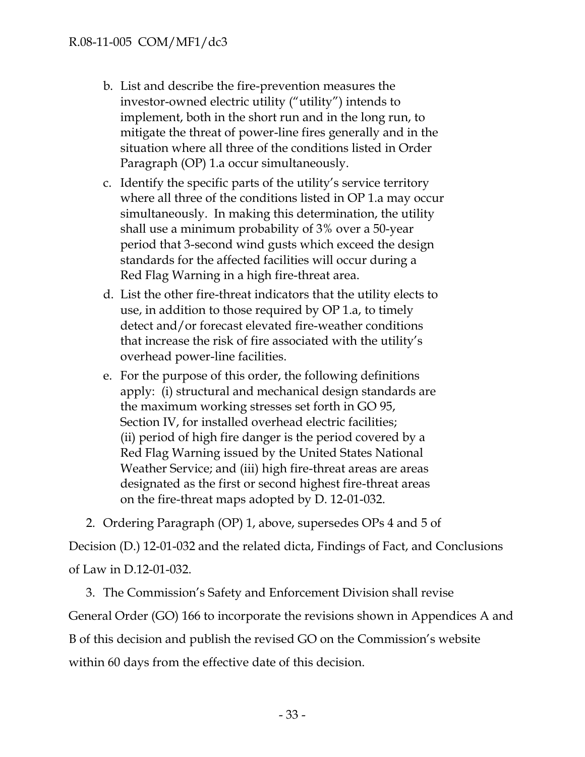b. List and describe the fire-prevention measures the investor-owned electric utility ("utility") intends to implement, both in the short run and in the long run, to mitigate the threat of power-line fires generally and in the situation where all three of the conditions listed in Order Paragraph (OP) 1.a occur simultaneously.

c. Identify the specific parts of the utility's service territory where all three of the conditions listed in OP 1.a may occur simultaneously. In making this determination, the utility shall use a minimum probability of 3% over a 50-year period that 3-second wind gusts which exceed the design standards for the affected facilities will occur during a Red Flag Warning in a high fire-threat area.

d. List the other fire-threat indicators that the utility elects to use, in addition to those required by OP 1.a, to timely detect and/or forecast elevated fire-weather conditions that increase the risk of fire associated with the utility's overhead power-line facilities.

e. For the purpose of this order, the following definitions apply: (i) structural and mechanical design standards are the maximum working stresses set forth in GO 95, Section IV, for installed overhead electric facilities; (ii) period of high fire danger is the period covered by a Red Flag Warning issued by the United States National Weather Service; and (iii) high fire-threat areas are areas designated as the first or second highest fire-threat areas on the fire-threat maps adopted by D. 12-01-032.

2. Ordering Paragraph (OP) 1, above, supersedes OPs 4 and 5 of Decision (D.) 12-01-032 and the related dicta, Findings of Fact, and Conclusions of Law in D.12-01-032.

3. The Commission's Safety and Enforcement Division shall revise General Order (GO) 166 to incorporate the revisions shown in Appendices A and B of this decision and publish the revised GO on the Commission's website within 60 days from the effective date of this decision.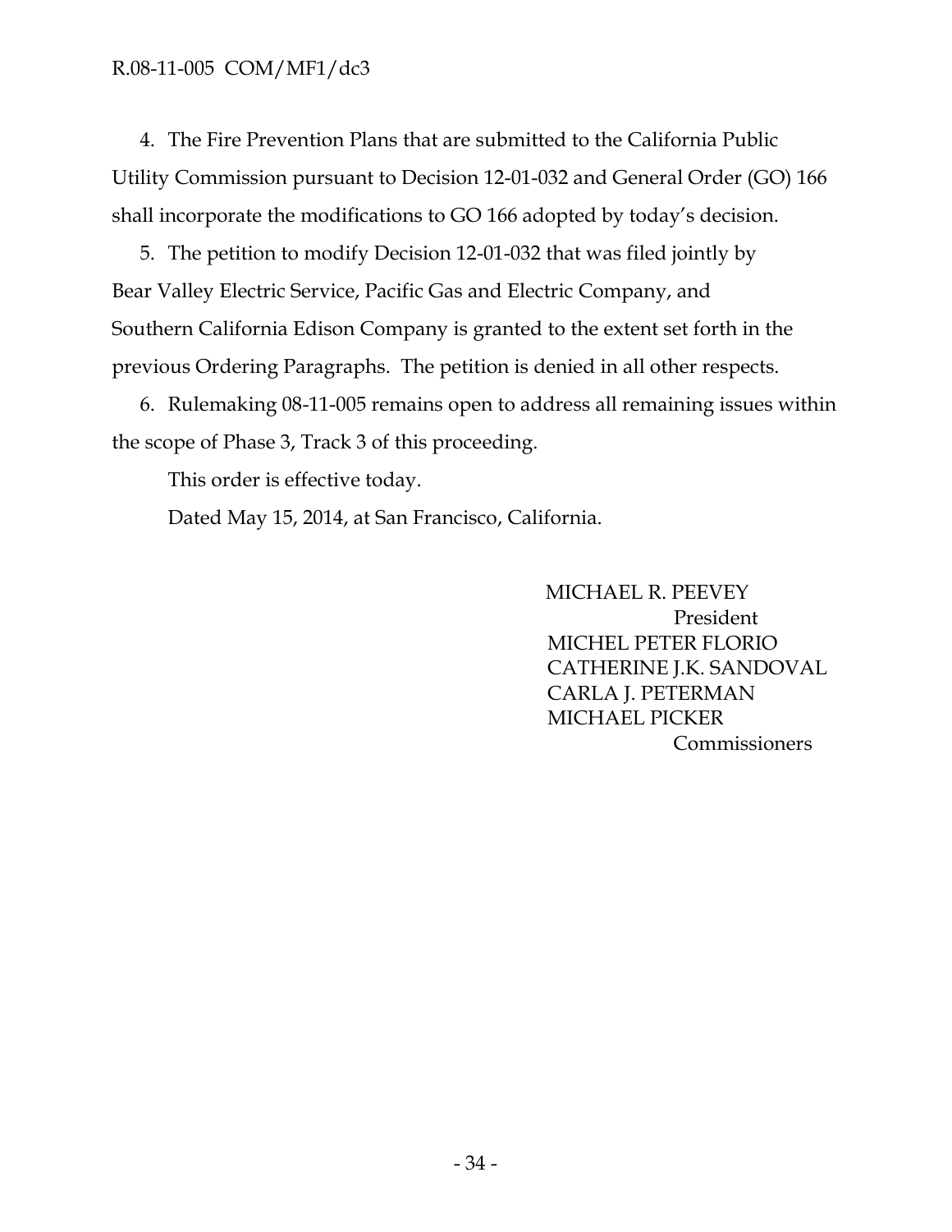4. The Fire Prevention Plans that are submitted to the California Public Utility Commission pursuant to Decision 12-01-032 and General Order (GO) 166 shall incorporate the modifications to GO 166 adopted by today's decision.

5. The petition to modify Decision 12-01-032 that was filed jointly by Bear Valley Electric Service, Pacific Gas and Electric Company, and Southern California Edison Company is granted to the extent set forth in the previous Ordering Paragraphs. The petition is denied in all other respects.

6. Rulemaking 08-11-005 remains open to address all remaining issues within the scope of Phase 3, Track 3 of this proceeding.

This order is effective today.

Dated May 15, 2014, at San Francisco, California.

MICHAEL R. PEEVEY
President
MICHEL PETER FLORIO
CATHERINE J.K. SANDOVAL
CARLA J. PETERMAN
MICHAEL PICKER
Commissioners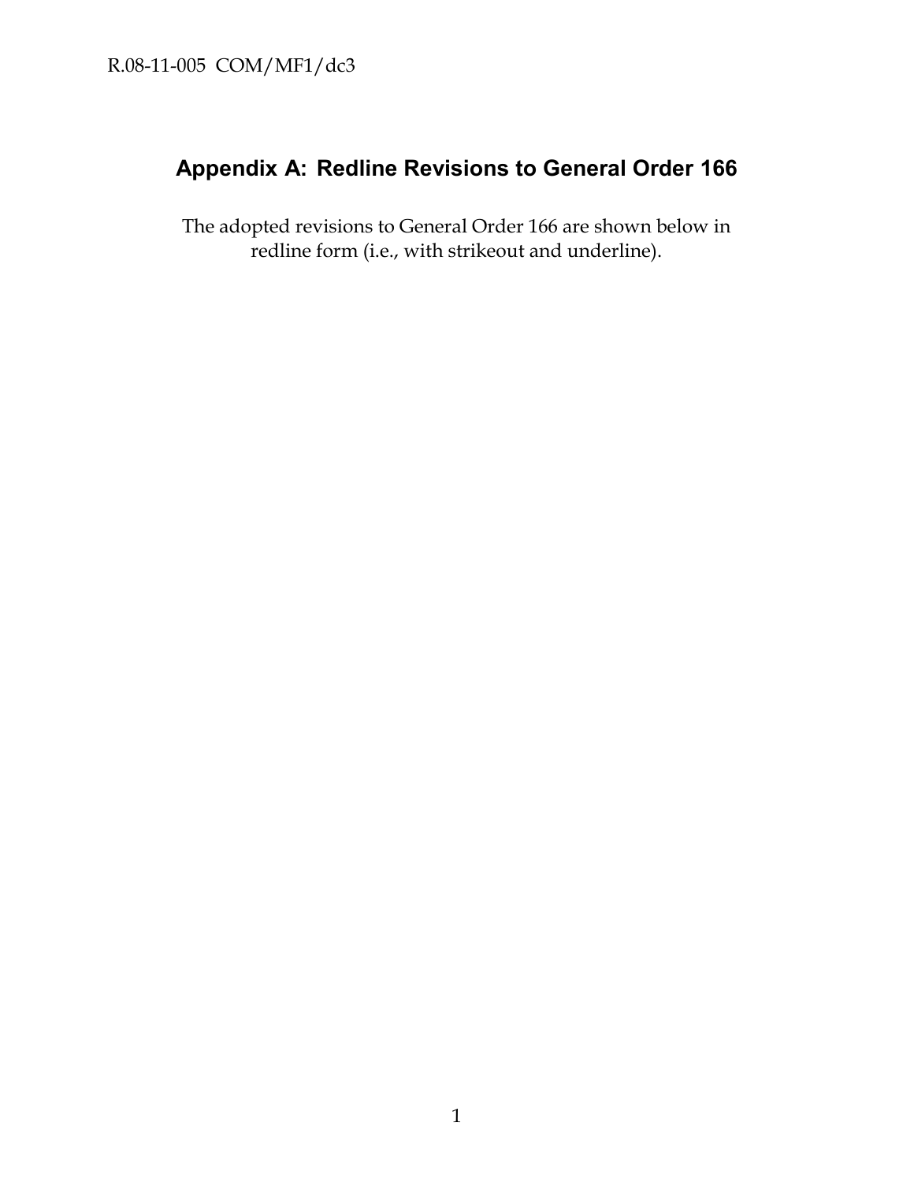# Appendix A: Redline Revisions to General Order 166

The adopted revisions to General Order 166 are shown below in redline form (i.e., with strikeout and underline).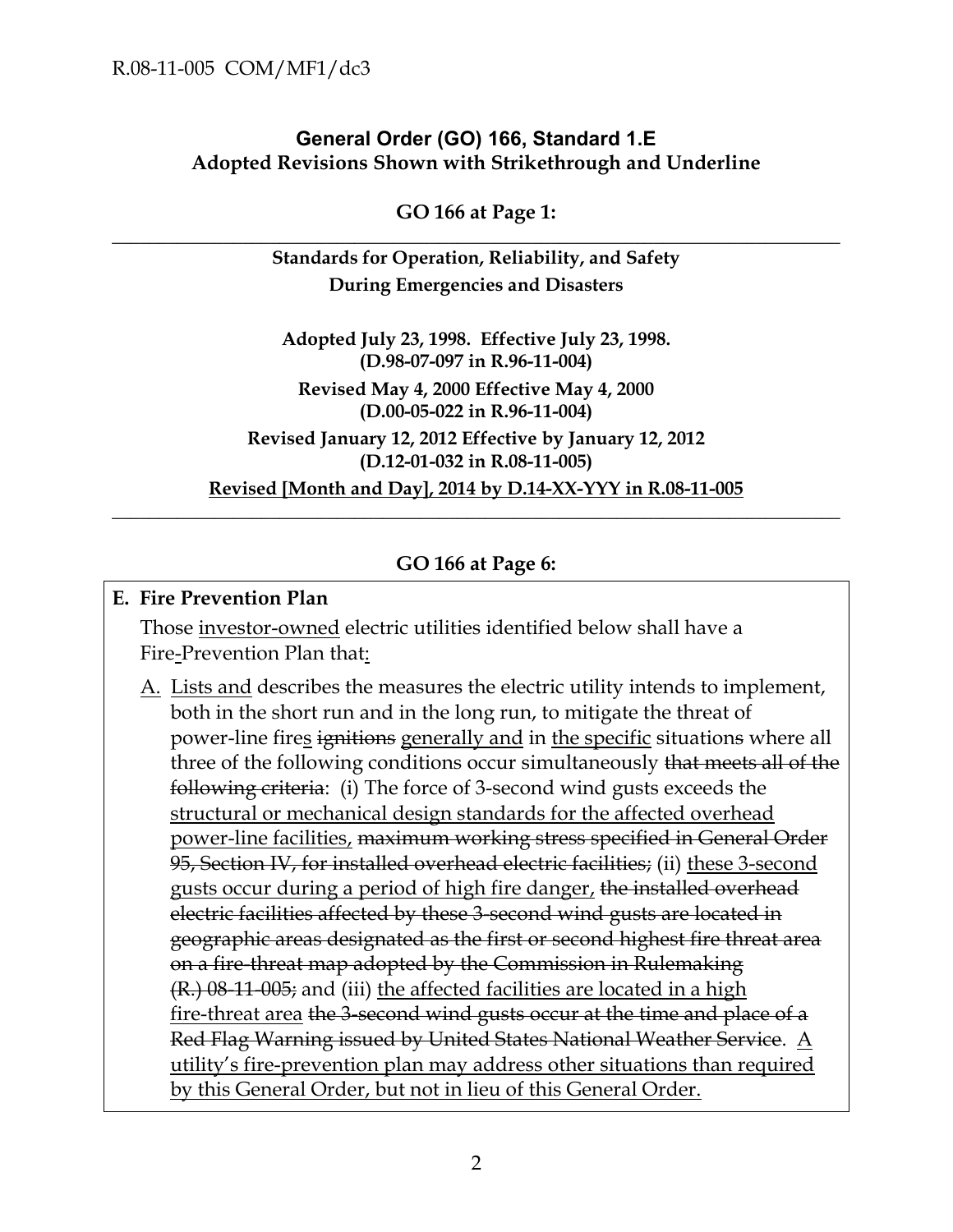## General Order (GO) 166, Standard 1.E

**Adopted Revisions Shown with Strikethrough and Underline**

**GO 166 at Page 1:**

---

**Standards for Operation, Reliability, and Safety**
**During Emergencies and Disasters**

**Adopted July 23, 1998. Effective July 23, 1998.**
**(D.98-07-097 in R.96-11-004)**

**Revised May 4, 2000 Effective May 4, 2000**
**(D.00-05-022 in R.96-11-004)**

**Revised January 12, 2012 Effective by January 12, 2012**
**(D.12-01-032 in R.08-11-005)**

**<u>Revised [Month and Day], 2014 by D.14-XX-YYY in R.08-11-005</u>**

---

**GO 166 at Page 6:**

**E. Fire Prevention Plan**

Those <u>investor-owned</u> electric utilities identified below shall have a Fire<u>-</u>Prevention Plan that<u>:</u>

<u>A.</u> <u>Lists and</u> describes the measures the electric utility intends to implement, both in the short run and in the long run, to mitigate the threat of power-line fire<u>s</u> ~~ignitions~~ <u>generally and</u> in <u>the specific</u> situations where all three of the following conditions occur simultaneously ~~that meets all of the following criteria~~: (i) The force of 3-second wind gusts exceeds the <u>structural or mechanical design standards for the affected overhead power-line facilities,</u> ~~maximum working stress specified in General Order 95, Section IV, for installed overhead electric facilities;~~ (ii) <u>these 3-second gusts occur during a period of high fire danger,</u> ~~the installed overhead electric facilities affected by these 3-second wind gusts are located in geographic areas designated as the first or second highest fire threat area on a fire-threat map adopted by the Commission in Rulemaking (R.) 08-11-005;~~ and (iii) <u>the affected facilities are located in a high fire-threat area</u> ~~the 3-second wind gusts occur at the time and place of a Red Flag Warning issued by United States National Weather Service~~. <u>A utility's fire-prevention plan may address other situations than required by this General Order, but not in lieu of this General Order.</u>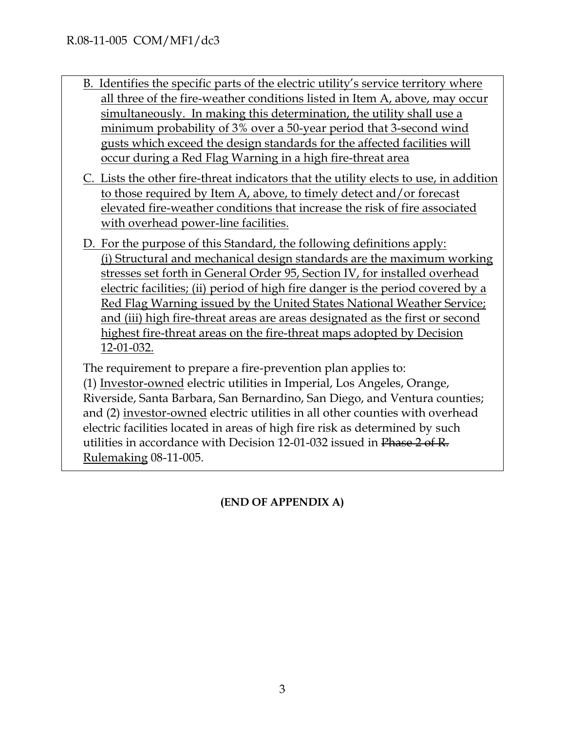B. Identifies the specific parts of the electric utility's service territory where all three of the fire-weather conditions listed in Item A, above, may occur simultaneously. In making this determination, the utility shall use a minimum probability of 3% over a 50-year period that 3-second wind gusts which exceed the design standards for the affected facilities will occur during a Red Flag Warning in a high fire-threat area

C. Lists the other fire-threat indicators that the utility elects to use, in addition to those required by Item A, above, to timely detect and/or forecast elevated fire-weather conditions that increase the risk of fire associated with overhead power-line facilities.

D. For the purpose of this Standard, the following definitions apply: (i) Structural and mechanical design standards are the maximum working stresses set forth in General Order 95, Section IV, for installed overhead electric facilities; (ii) period of high fire danger is the period covered by a Red Flag Warning issued by the United States National Weather Service; and (iii) high fire-threat areas are areas designated as the first or second highest fire-threat areas on the fire-threat maps adopted by Decision 12-01-032.

The requirement to prepare a fire-prevention plan applies to:
(1) Investor-owned electric utilities in Imperial, Los Angeles, Orange, Riverside, Santa Barbara, San Bernardino, San Diego, and Ventura counties; and (2) investor-owned electric utilities in all other counties with overhead electric facilities located in areas of high fire risk as determined by such utilities in accordance with Decision 12-01-032 issued in ~~Phase 2 of R.~~ Rulemaking 08-11-005.

**(END OF APPENDIX A)**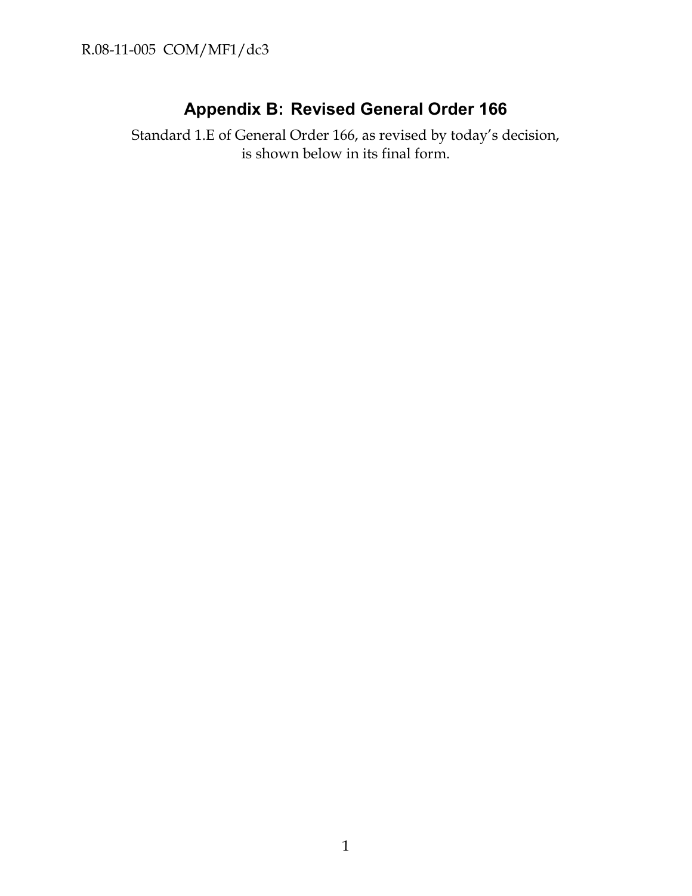## Appendix B: Revised General Order 166

Standard 1.E of General Order 166, as revised by today's decision, is shown below in its final form.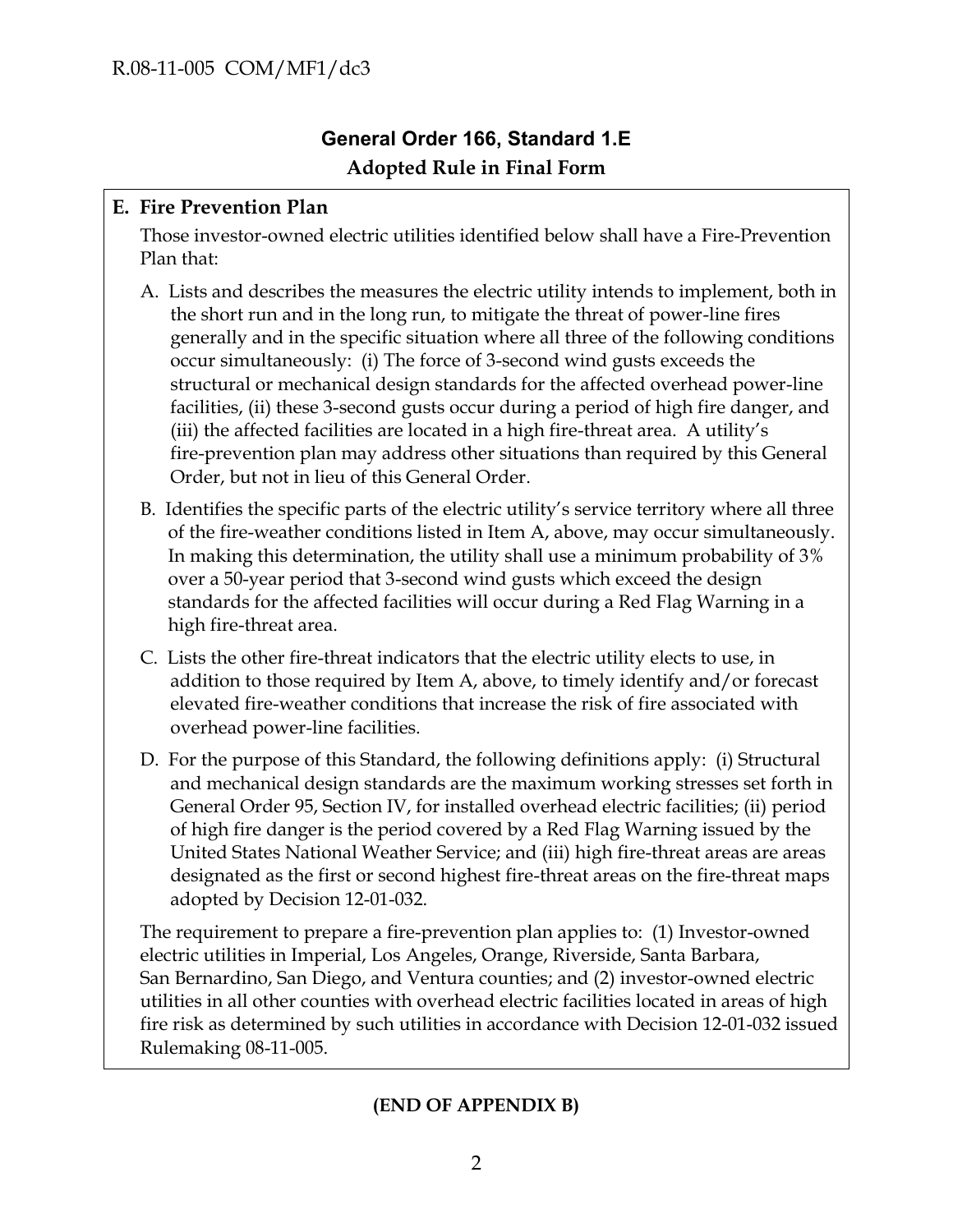## General Order 166, Standard 1.E

### Adopted Rule in Final Form

**E. Fire Prevention Plan**

Those investor-owned electric utilities identified below shall have a Fire-Prevention Plan that:

A. Lists and describes the measures the electric utility intends to implement, both in the short run and in the long run, to mitigate the threat of power-line fires generally and in the specific situation where all three of the following conditions occur simultaneously: (i) The force of 3-second wind gusts exceeds the structural or mechanical design standards for the affected overhead power-line facilities, (ii) these 3-second gusts occur during a period of high fire danger, and (iii) the affected facilities are located in a high fire-threat area. A utility's fire-prevention plan may address other situations than required by this General Order, but not in lieu of this General Order.

B. Identifies the specific parts of the electric utility's service territory where all three of the fire-weather conditions listed in Item A, above, may occur simultaneously. In making this determination, the utility shall use a minimum probability of 3% over a 50-year period that 3-second wind gusts which exceed the design standards for the affected facilities will occur during a Red Flag Warning in a high fire-threat area.

C. Lists the other fire-threat indicators that the electric utility elects to use, in addition to those required by Item A, above, to timely identify and/or forecast elevated fire-weather conditions that increase the risk of fire associated with overhead power-line facilities.

D. For the purpose of this Standard, the following definitions apply: (i) Structural and mechanical design standards are the maximum working stresses set forth in General Order 95, Section IV, for installed overhead electric facilities; (ii) period of high fire danger is the period covered by a Red Flag Warning issued by the United States National Weather Service; and (iii) high fire-threat areas are areas designated as the first or second highest fire-threat areas on the fire-threat maps adopted by Decision 12-01-032.

The requirement to prepare a fire-prevention plan applies to: (1) Investor-owned electric utilities in Imperial, Los Angeles, Orange, Riverside, Santa Barbara, San Bernardino, San Diego, and Ventura counties; and (2) investor-owned electric utilities in all other counties with overhead electric facilities located in areas of high fire risk as determined by such utilities in accordance with Decision 12-01-032 issued Rulemaking 08-11-005.

**(END OF APPENDIX B)**